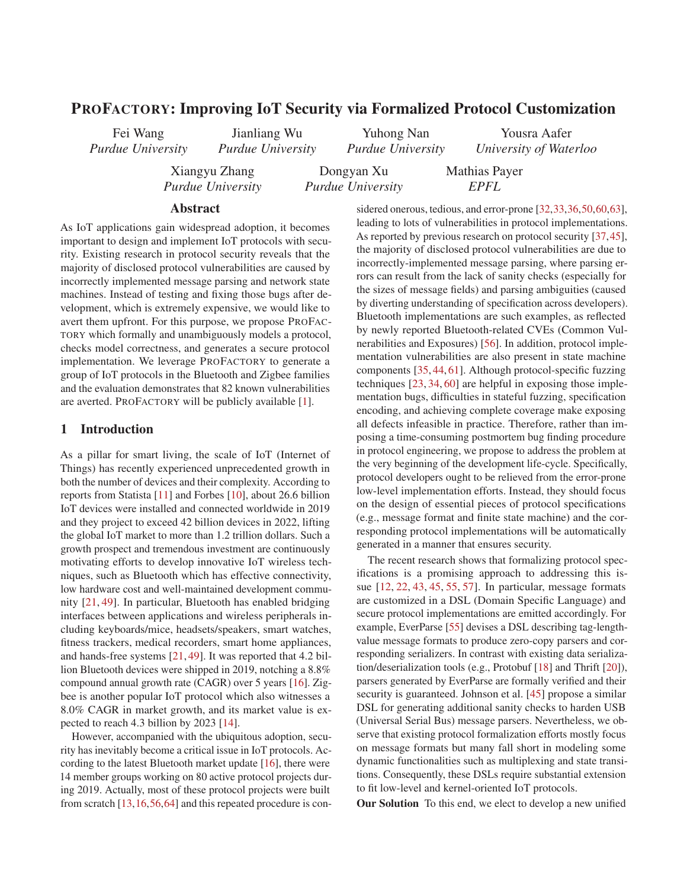# ProFactory: Improving IoT Security via Formalized Protocol Customization

Fei Wang, *Purdue University*
Jianliang Wu, *Purdue University*
Yuhong Nan, *Purdue University*
Yousra Aafer, *University of Waterloo*
Xiangyu Zhang, *Purdue University*
Dongyan Xu, *Purdue University*
Mathias Payer, *EPFL*

## Abstract

As IoT applications gain widespread adoption, it becomes important to design and implement IoT protocols with security. Existing research in protocol security reveals that the majority of disclosed protocol vulnerabilities are caused by incorrectly implemented message parsing and network state machines. Instead of testing and fixing those bugs after development, which is extremely expensive, we would like to avert them upfront. For this purpose, we propose ProFactory which formally and unambiguously models a protocol, checks model correctness, and generates a secure protocol implementation. We leverage ProFactory to generate a group of IoT protocols in the Bluetooth and Zigbee families and the evaluation demonstrates that 82 known vulnerabilities are averted. ProFactory will be publicly available [1].

## 1 Introduction

As a pillar for smart living, the scale of IoT (Internet of Things) has recently experienced unprecedented growth in both the number of devices and their complexity. According to reports from Statista [11] and Forbes [10], about 26.6 billion IoT devices were installed and connected worldwide in 2019 and they project to exceed 42 billion devices in 2022, lifting the global IoT market to more than 1.2 trillion dollars. Such a growth prospect and tremendous investment are continuously motivating efforts to develop innovative IoT wireless techniques, such as Bluetooth which has effective connectivity, low hardware cost and well-maintained development community [21, 49]. In particular, Bluetooth has enabled bridging interfaces between applications and wireless peripherals including keyboards/mice, headsets/speakers, smart watches, fitness trackers, medical recorders, smart home appliances, and hands-free systems [21, 49]. It was reported that 4.2 billion Bluetooth devices were shipped in 2019, notching a 8.8% compound annual growth rate (CAGR) over 5 years [16]. Zigbee is another popular IoT protocol which also witnesses a 8.0% CAGR in market growth, and its market value is expected to reach 4.3 billion by 2023 [14].

However, accompanied with the ubiquitous adoption, security has inevitably become a critical issue in IoT protocols. According to the latest Bluetooth market update [16], there were 14 member groups working on 80 active protocol projects during 2019. Actually, most of these protocol projects were built from scratch [13, 16, 56, 64] and this repeated procedure is considered onerous, tedious, and error-prone [32, 33, 36, 50, 60, 63], leading to lots of vulnerabilities in protocol implementations. As reported by previous research on protocol security [37, 45], the majority of disclosed protocol vulnerabilities are due to incorrectly-implemented message parsing, where parsing errors can result from the lack of sanity checks (especially for the sizes of message fields) and parsing ambiguities (caused by diverting understanding of specification across developers). Bluetooth implementations are such examples, as reflected by newly reported Bluetooth-related CVEs (Common Vulnerabilities and Exposures) [56]. In addition, protocol implementation vulnerabilities are also present in state machine components [35, 44, 61]. Although protocol-specific fuzzing techniques [23, 34, 60] are helpful in exposing those implementation bugs, difficulties in stateful fuzzing, specification encoding, and achieving complete coverage make exposing all defects infeasible in practice. Therefore, rather than imposing a time-consuming postmortem bug finding procedure in protocol engineering, we propose to address the problem at the very beginning of the development life-cycle. Specifically, protocol developers ought to be relieved from the error-prone low-level implementation efforts. Instead, they should focus on the design of essential pieces of protocol specifications (e.g., message format and finite state machine) and the corresponding protocol implementations will be automatically generated in a manner that ensures security.

The recent research shows that formalizing protocol specifications is a promising approach to addressing this issue [12, 22, 43, 45, 55, 57]. In particular, message formats are customized in a DSL (Domain Specific Language) and secure protocol implementations are emitted accordingly. For example, EverParse [55] devises a DSL describing tag-length-value message formats to produce zero-copy parsers and corresponding serializers. In contrast with existing data serialization/deserialization tools (e.g., Protobuf [18] and Thrift [20]), parsers generated by EverParse are formally verified and their security is guaranteed. Johnson et al. [45] propose a similar DSL for generating additional sanity checks to harden USB (Universal Serial Bus) message parsers. Nevertheless, we observe that existing protocol formalization efforts mostly focus on message formats but many fall short in modeling some dynamic functionalities such as multiplexing and state transitions. Consequently, these DSLs require substantial extension to fit low-level and kernel-oriented IoT protocols.

**Our Solution** To this end, we elect to develop a new unified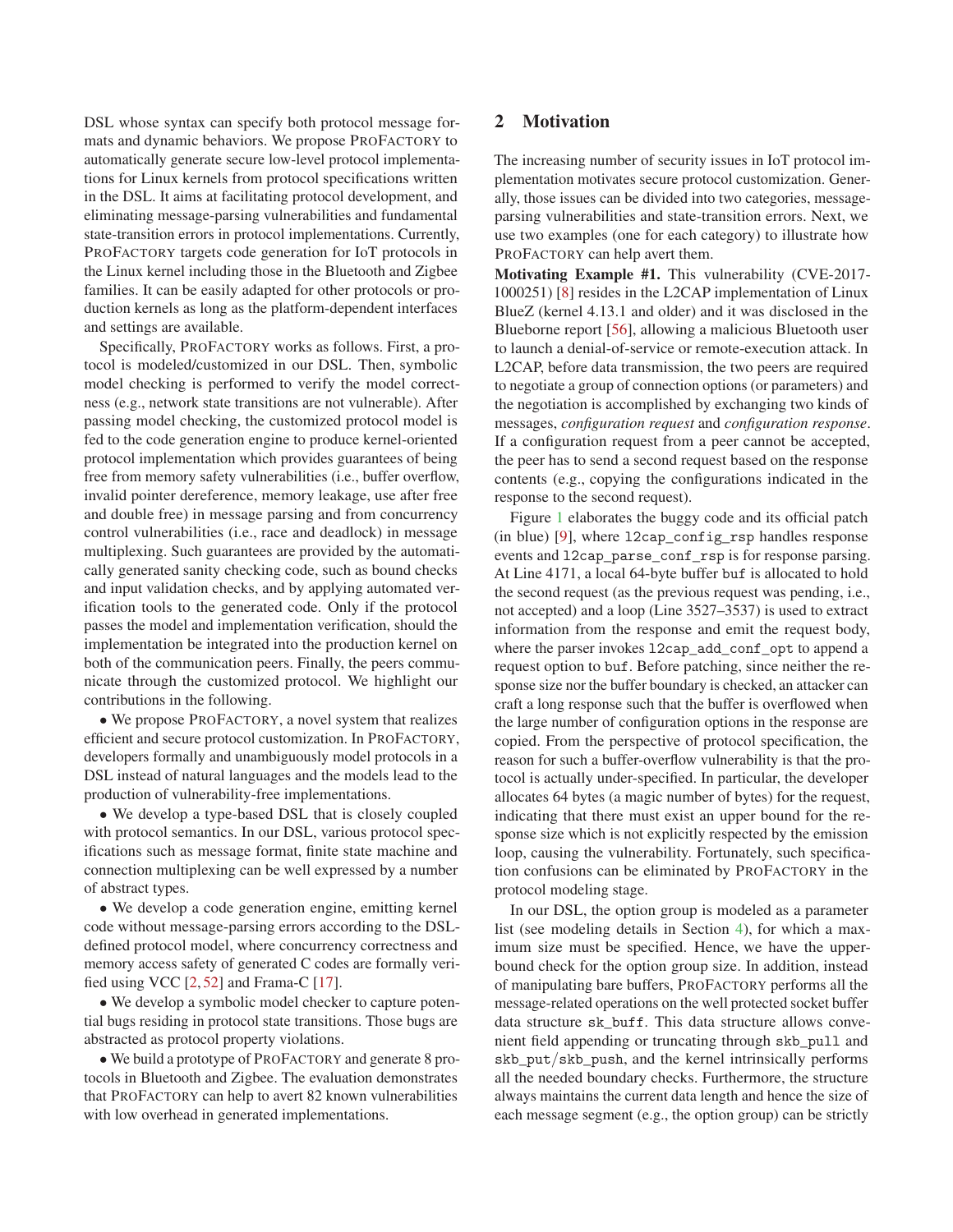DSL whose syntax can specify both protocol message formats and dynamic behaviors. We propose PROFACTORY to automatically generate secure low-level protocol implementations for Linux kernels from protocol specifications written in the DSL. It aims at facilitating protocol development, and eliminating message-parsing vulnerabilities and fundamental state-transition errors in protocol implementations. Currently, PROFACTORY targets code generation for IoT protocols in the Linux kernel including those in the Bluetooth and Zigbee families. It can be easily adapted for other protocols or production kernels as long as the platform-dependent interfaces and settings are available.

Specifically, PROFACTORY works as follows. First, a protocol is modeled/customized in our DSL. Then, symbolic model checking is performed to verify the model correctness (e.g., network state transitions are not vulnerable). After passing model checking, the customized protocol model is fed to the code generation engine to produce kernel-oriented protocol implementation which provides guarantees of being free from memory safety vulnerabilities (i.e., buffer overflow, invalid pointer dereference, memory leakage, use after free and double free) in message parsing and from concurrency control vulnerabilities (i.e., race and deadlock) in message multiplexing. Such guarantees are provided by the automatically generated sanity checking code, such as bound checks and input validation checks, and by applying automated verification tools to the generated code. Only if the protocol passes the model and implementation verification, should the implementation be integrated into the production kernel on both of the communication peers. Finally, the peers communicate through the customized protocol. We highlight our contributions in the following.

- We propose PROFACTORY, a novel system that realizes efficient and secure protocol customization. In PROFACTORY, developers formally and unambiguously model protocols in a DSL instead of natural languages and the models lead to the production of vulnerability-free implementations.

- We develop a type-based DSL that is closely coupled with protocol semantics. In our DSL, various protocol specifications such as message format, finite state machine and connection multiplexing can be well expressed by a number of abstract types.

- We develop a code generation engine, emitting kernel code without message-parsing errors according to the DSL-defined protocol model, where concurrency correctness and memory access safety of generated C codes are formally verified using VCC [2, 52] and Frama-C [17].

- We develop a symbolic model checker to capture potential bugs residing in protocol state transitions. Those bugs are abstracted as protocol property violations.

- We build a prototype of PROFACTORY and generate 8 protocols in Bluetooth and Zigbee. The evaluation demonstrates that PROFACTORY can help to avert 82 known vulnerabilities with low overhead in generated implementations.

## 2 Motivation

The increasing number of security issues in IoT protocol implementation motivates secure protocol customization. Generally, those issues can be divided into two categories, message-parsing vulnerabilities and state-transition errors. Next, we use two examples (one for each category) to illustrate how PROFACTORY can help avert them.

**Motivating Example #1.** This vulnerability (CVE-2017-1000251) [8] resides in the L2CAP implementation of Linux BlueZ (kernel 4.13.1 and older) and it was disclosed in the Blueborne report [56], allowing a malicious Bluetooth user to launch a denial-of-service or remote-execution attack. In L2CAP, before data transmission, the two peers are required to negotiate a group of connection options (or parameters) and the negotiation is accomplished by exchanging two kinds of messages, *configuration request* and *configuration response*. If a configuration request from a peer cannot be accepted, the peer has to send a second request based on the response contents (e.g., copying the configurations indicated in the response to the second request).

Figure 1 elaborates the buggy code and its official patch (in blue) [9], where `l2cap_config_rsp` handles response events and `l2cap_parse_conf_rsp` is for response parsing. At Line 4171, a local 64-byte buffer `buf` is allocated to hold the second request (as the previous request was pending, i.e., not accepted) and a loop (Line 3527–3537) is used to extract information from the response and emit the request body, where the parser invokes `l2cap_add_conf_opt` to append a request option to `buf`. Before patching, since neither the response size nor the buffer boundary is checked, an attacker can craft a long response such that the buffer is overflowed when the large number of configuration options in the response are copied. From the perspective of protocol specification, the reason for such a buffer-overflow vulnerability is that the protocol is actually under-specified. In particular, the developer allocates 64 bytes (a magic number of bytes) for the request, indicating that there must exist an upper bound for the response size which is not explicitly respected by the emission loop, causing the vulnerability. Fortunately, such specification confusions can be eliminated by PROFACTORY in the protocol modeling stage.

In our DSL, the option group is modeled as a parameter list (see modeling details in Section 4), for which a maximum size must be specified. Hence, we have the upper-bound check for the option group size. In addition, instead of manipulating bare buffers, PROFACTORY performs all the message-related operations on the well protected socket buffer data structure `sk_buff`. This data structure allows convenient field appending or truncating through `skb_pull` and `skb_put`/`skb_push`, and the kernel intrinsically performs all the needed boundary checks. Furthermore, the structure always maintains the current data length and hence the size of each message segment (e.g., the option group) can be strictly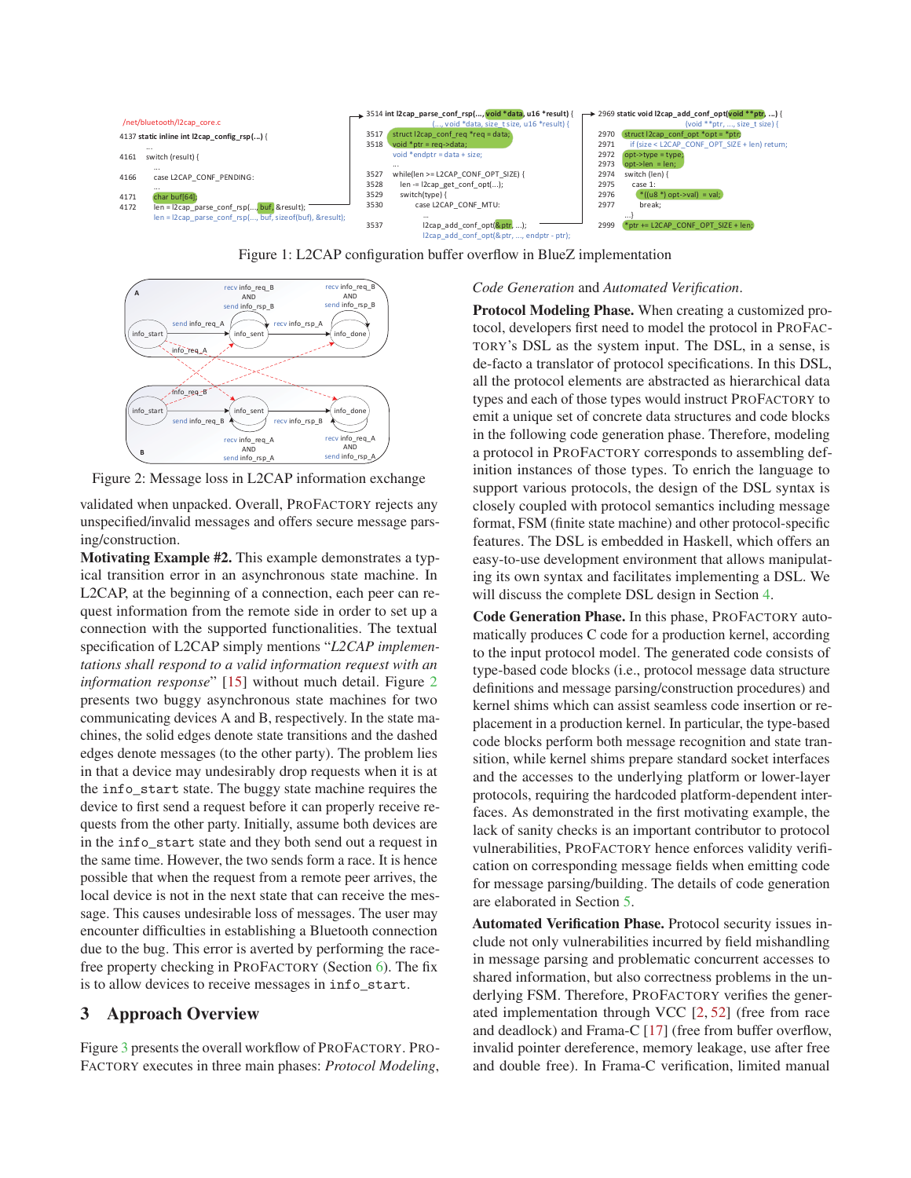Figure 1: L2CAP configuration buffer overflow in BlueZ implementation

Figure 2: Message loss in L2CAP information exchange

validated when unpacked. Overall, PROFACTORY rejects any unspecified/invalid messages and offers secure message parsing/construction.

**Motivating Example #2.** This example demonstrates a typical transition error in an asynchronous state machine. In L2CAP, at the beginning of a connection, each peer can request information from the remote side in order to set up a connection with the supported functionalities. The textual specification of L2CAP simply mentions "*L2CAP implementations shall respond to a valid information request with an information response*" [15] without much detail. Figure 2 presents two buggy asynchronous state machines for two communicating devices A and B, respectively. In the state machines, the solid edges denote state transitions and the dashed edges denote messages (to the other party). The problem lies in that a device may undesirably drop requests when it is at the `info_start` state. The buggy state machine requires the device to first send a request before it can properly receive requests from the other party. Initially, assume both devices are in the `info_start` state and they both send out a request in the same time. However, the two sends form a race. It is hence possible that when the request from a remote peer arrives, the local device is not in the next state that can receive the message. This causes undesirable loss of messages. The user may encounter difficulties in establishing a Bluetooth connection due to the bug. This error is averted by performing the race-free property checking in PROFACTORY (Section 6). The fix is to allow devices to receive messages in `info_start`.

## 3 Approach Overview

Figure 3 presents the overall workflow of PROFACTORY. PROFACTORY executes in three main phases: *Protocol Modeling*, *Code Generation* and *Automated Verification*.

**Protocol Modeling Phase.** When creating a customized protocol, developers first need to model the protocol in PROFACTORY's DSL as the system input. The DSL, in a sense, is de-facto a translator of protocol specifications. In this DSL, all the protocol elements are abstracted as hierarchical data types and each of those types would instruct PROFACTORY to emit a unique set of concrete data structures and code blocks in the following code generation phase. Therefore, modeling a protocol in PROFACTORY corresponds to assembling definition instances of those types. To enrich the language to support various protocols, the design of the DSL syntax is closely coupled with protocol semantics including message format, FSM (finite state machine) and other protocol-specific features. The DSL is embedded in Haskell, which offers an easy-to-use development environment that allows manipulating its own syntax and facilitates implementing a DSL. We will discuss the complete DSL design in Section 4.

**Code Generation Phase.** In this phase, PROFACTORY automatically produces C code for a production kernel, according to the input protocol model. The generated code consists of type-based code blocks (i.e., protocol message data structure definitions and message parsing/construction procedures) and kernel shims which can assist seamless code insertion or replacement in a production kernel. In particular, the type-based code blocks perform both message recognition and state transition, while kernel shims prepare standard socket interfaces and the accesses to the underlying platform or lower-layer protocols, requiring the hardcoded platform-dependent interfaces. As demonstrated in the first motivating example, the lack of sanity checks is an important contributor to protocol vulnerabilities, PROFACTORY hence enforces validity verification on corresponding message fields when emitting code for message parsing/building. The details of code generation are elaborated in Section 5.

**Automated Verification Phase.** Protocol security issues include not only vulnerabilities incurred by field mishandling in message parsing and problematic concurrent accesses to shared information, but also correctness problems in the underlying FSM. Therefore, PROFACTORY verifies the generated implementation through VCC [2, 52] (free from race and deadlock) and Frama-C [17] (free from buffer overflow, invalid pointer dereference, memory leakage, use after free and double free). In Frama-C verification, limited manual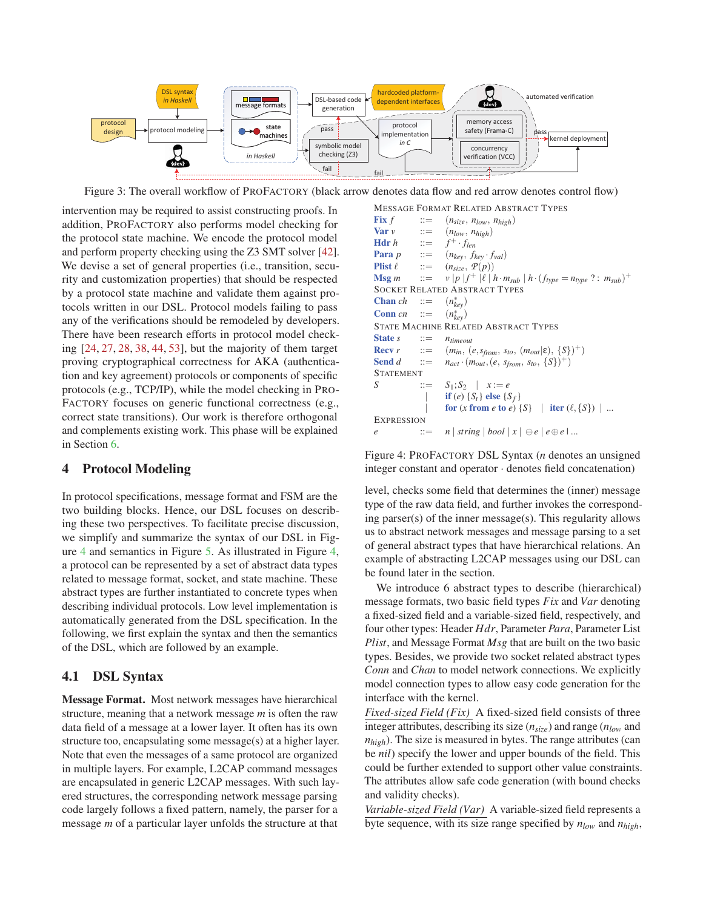Figure 3: The overall workflow of PROFACTORY (black arrow denotes data flow and red arrow denotes control flow)

intervention may be required to assist constructing proofs. In addition, PROFACTORY also performs model checking for the protocol state machine. We encode the protocol model and perform property checking using the Z3 SMT solver [42]. We devise a set of general properties (i.e., transition, security and customization properties) that should be respected by a protocol state machine and validate them against protocols written in our DSL. Protocol models failing to pass any of the verifications should be remodeled by developers. There have been research efforts in protocol model checking [24, 27, 28, 38, 44, 53], but the majority of them target proving cryptographical correctness for AKA (authentication and key agreement) protocols or components of specific protocols (e.g., TCP/IP), while the model checking in PROFACTORY focuses on generic functional correctness (e.g., correct state transitions). Our work is therefore orthogonal and complements existing work. This phase will be explained in Section 6.

## 4 Protocol Modeling

In protocol specifications, message format and FSM are the two building blocks. Hence, our DSL focuses on describing these two perspectives. To facilitate precise discussion, we simplify and summarize the syntax of our DSL in Figure 4 and semantics in Figure 5. As illustrated in Figure 4, a protocol can be represented by a set of abstract data types related to message format, socket, and state machine. These abstract types are further instantiated to concrete types when describing individual protocols. Low level implementation is automatically generated from the DSL specification. In the following, we first explain the syntax and then the semantics of the DSL, which are followed by an example.

### 4.1 DSL Syntax

**Message Format.** Most network messages have hierarchical structure, meaning that a network message $m$ is often the raw data field of a message at a lower layer. It often has its own structure too, encapsulating some message(s) at a higher layer. Note that even the messages of a same protocol are organized in multiple layers. For example, L2CAP command messages are encapsulated in generic L2CAP messages. With such layered structures, the corresponding network message parsing code largely follows a fixed pattern, namely, the parser for a message $m$ of a particular layer unfolds the structure at that level, checks some field that determines the (inner) message type of the raw data field, and further invokes the corresponding parser(s) of the inner message(s). This regularity allows us to abstract network messages and message parsing to a set of general abstract types that have hierarchical relations. An example of abstracting L2CAP messages using our DSL can be found later in the section.

MESSAGE FORMAT RELATED ABSTRACT TYPES

$$
\begin{array}{lll}
\textbf{Fix } f & ::= & (n_{size},\ n_{low},\ n_{high}) \\
\textbf{Var } v & ::= & (n_{low},\ n_{high}) \\
\textbf{Hdr } h & ::= & f^{+} \cdot f_{len} \\
\textbf{Para } p & ::= & (n_{key},\ f_{key} \cdot f_{val}) \\
\textbf{Plist } \ell & ::= & (n_{size},\ \mathcal{P}(p)) \\
\textbf{Msg } m & ::= & v \mid p \mid f^{+} \mid \ell \mid h \cdot m_{sub} \mid h \cdot (f_{type} = n_{type}\ ?:\ m_{sub})^{+}
\end{array}
$$

SOCKET RELATED ABSTRACT TYPES

$$
\begin{array}{lll}
\textbf{Chan } ch & ::= & (n^{*}_{key}) \\
\textbf{Conn } cn & ::= & (n^{*}_{key})
\end{array}
$$

STATE MACHINE RELATED ABSTRACT TYPES

$$
\begin{array}{lll}
\textbf{State } s & ::= & n_{timeout} \\
\textbf{Recv } r & ::= & (m_{in},\ (e, s_{from},\ s_{to},\ (m_{out}|\varepsilon),\ \{S\})^{+}) \\
\textbf{Send } d & ::= & n_{act} \cdot (m_{out}, (e,\ s_{from},\ s_{to},\ \{S\})^{+})
\end{array}
$$

STATEMENT

$$
\begin{array}{lll}
S & ::= & S_1; S_2 \quad | \quad x := e \\
 & | & \textbf{if } (e)\ \{S_t\}\ \textbf{else}\ \{S_f\} \\
 & | & \textbf{for } (x \textbf{ from } e \textbf{ to } e)\ \{S\} \quad | \quad \textbf{iter } (\ell, \{S\}) \mid \ldots
\end{array}
$$

EXPRESSION

$$
\begin{array}{lll}
e & ::= & n \mid string \mid bool \mid x \mid \ominus e \mid e \oplus e \mid \ldots
\end{array}
$$

Figure 4: PROFACTORY DSL Syntax ($n$ denotes an unsigned integer constant and operator $\cdot$ denotes field concatenation)

We introduce 6 abstract types to describe (hierarchical) message formats, two basic field types *Fix* and *Var* denoting a fixed-sized field and a variable-sized field, respectively, and four other types: Header *Hdr*, Parameter *Para*, Parameter List *Plist*, and Message Format *Msg* that are built on the two basic types. Besides, we provide two socket related abstract types *Conn* and *Chan* to model network connections. We explicitly model connection types to allow easy code generation for the interface with the kernel.

*Fixed-sized Field (Fix)* A fixed-sized field consists of three integer attributes, describing its size ($n_{size}$) and range ($n_{low}$ and $n_{high}$). The size is measured in bytes. The range attributes (can be *nil*) specify the lower and upper bounds of the field. This could be further extended to support other value constraints. The attributes allow safe code generation (with bound checks and validity checks).

*Variable-sized Field (Var)* A variable-sized field represents a byte sequence, with its size range specified by $n_{low}$ and $n_{high}$,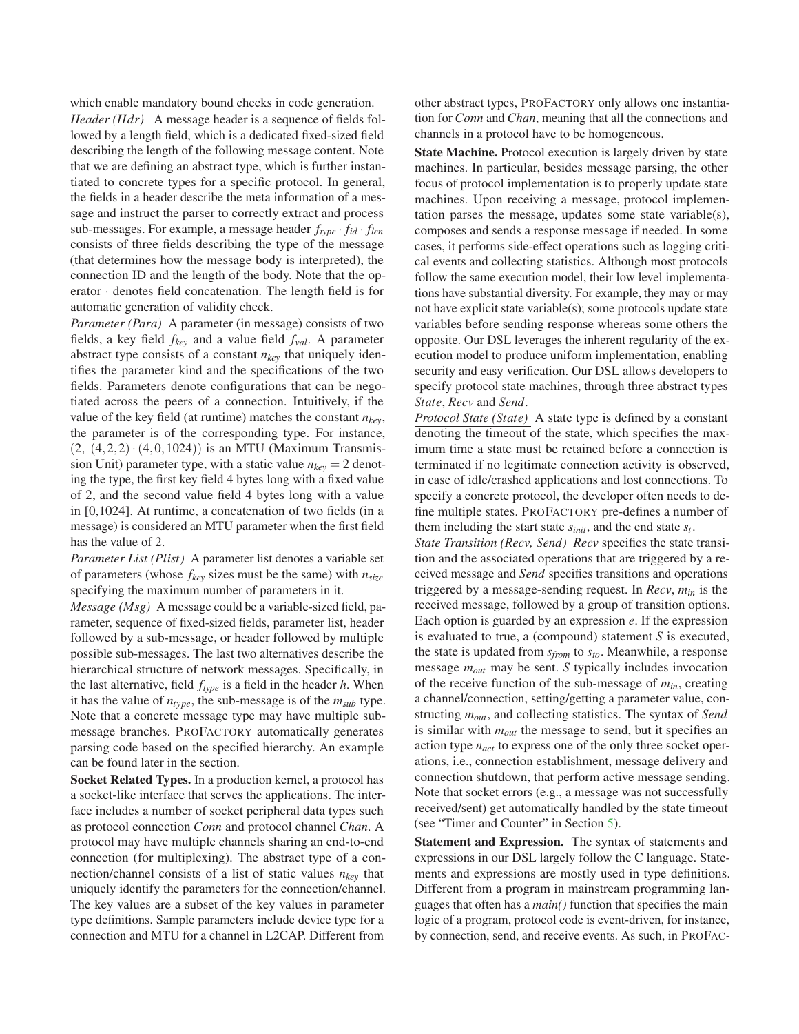which enable mandatory bound checks in code generation.

*Header (Hdr)* A message header is a sequence of fields followed by a length field, which is a dedicated fixed-sized field describing the length of the following message content. Note that we are defining an abstract type, which is further instantiated to concrete types for a specific protocol. In general, the fields in a header describe the meta information of a message and instruct the parser to correctly extract and process sub-messages. For example, a message header $f_{type} \cdot f_{id} \cdot f_{len}$ consists of three fields describing the type of the message (that determines how the message body is interpreted), the connection ID and the length of the body. Note that the operator $\cdot$ denotes field concatenation. The length field is for automatic generation of validity check.

*Parameter (Para)* A parameter (in message) consists of two fields, a key field $f_{key}$ and a value field $f_{val}$. A parameter abstract type consists of a constant $n_{key}$ that uniquely identifies the parameter kind and the specifications of the two fields. Parameters denote configurations that can be negotiated across the peers of a connection. Intuitively, if the value of the key field (at runtime) matches the constant $n_{key}$, the parameter is of the corresponding type. For instance, $(2,\ (4,2,2) \cdot (4,0,1024))$ is an MTU (Maximum Transmission Unit) parameter type, with a static value $n_{key} = 2$ denoting the type, the first key field 4 bytes long with a fixed value of 2, and the second value field 4 bytes long with a value in [0,1024]. At runtime, a concatenation of two fields (in a message) is considered an MTU parameter when the first field has the value of 2.

*Parameter List (Plist)* A parameter list denotes a variable set of parameters (whose $f_{key}$ sizes must be the same) with $n_{size}$ specifying the maximum number of parameters in it.

*Message (Msg)* A message could be a variable-sized field, parameter, sequence of fixed-sized fields, parameter list, header followed by a sub-message, or header followed by multiple possible sub-messages. The last two alternatives describe the hierarchical structure of network messages. Specifically, in the last alternative, field $f_{type}$ is a field in the header $h$. When it has the value of $n_{type}$, the sub-message is of the $m_{sub}$ type. Note that a concrete message type may have multiple sub-message branches. PROFACTORY automatically generates parsing code based on the specified hierarchy. An example can be found later in the section.

**Socket Related Types.** In a production kernel, a protocol has a socket-like interface that serves the applications. The interface includes a number of socket peripheral data types such as protocol connection *Conn* and protocol channel *Chan*. A protocol may have multiple channels sharing an end-to-end connection (for multiplexing). The abstract type of a connection/channel consists of a list of static values $n_{key}$ that uniquely identify the parameters for the connection/channel. The key values are a subset of the key values in parameter type definitions. Sample parameters include device type for a connection and MTU for a channel in L2CAP. Different from other abstract types, PROFACTORY only allows one instantiation for *Conn* and *Chan*, meaning that all the connections and channels in a protocol have to be homogeneous.

**State Machine.** Protocol execution is largely driven by state machines. In particular, besides message parsing, the other focus of protocol implementation is to properly update state machines. Upon receiving a message, protocol implementation parses the message, updates some state variable(s), composes and sends a response message if needed. In some cases, it performs side-effect operations such as logging critical events and collecting statistics. Although most protocols follow the same execution model, their low level implementations have substantial diversity. For example, they may or may not have explicit state variable(s); some protocols update state variables before sending response whereas some others the opposite. Our DSL leverages the inherent regularity of the execution model to produce uniform implementation, enabling security and easy verification. Our DSL allows developers to specify protocol state machines, through three abstract types *State*, *Recv* and *Send*.

*Protocol State (State)* A state type is defined by a constant denoting the timeout of the state, which specifies the maximum time a state must be retained before a connection is terminated if no legitimate connection activity is observed, in case of idle/crashed applications and lost connections. To specify a concrete protocol, the developer often needs to define multiple states. PROFACTORY pre-defines a number of them including the start state $s_{init}$, and the end state $s_t$.

*State Transition (Recv, Send)* *Recv* specifies the state transition and the associated operations that are triggered by a received message and *Send* specifies transitions and operations triggered by a message-sending request. In *Recv*, $m_{in}$ is the received message, followed by a group of transition options. Each option is guarded by an expression $e$. If the expression is evaluated to true, a (compound) statement $S$ is executed, the state is updated from $s_{from}$ to $s_{to}$. Meanwhile, a response message $m_{out}$ may be sent. $S$ typically includes invocation of the receive function of the sub-message of $m_{in}$, creating a channel/connection, setting/getting a parameter value, constructing $m_{out}$, and collecting statistics. The syntax of *Send* is similar with $m_{out}$ the message to send, but it specifies an action type $n_{act}$ to express one of the only three socket operations, i.e., connection establishment, message delivery and connection shutdown, that perform active message sending. Note that socket errors (e.g., a message was not successfully received/sent) get automatically handled by the state timeout (see "Timer and Counter" in Section 5).

**Statement and Expression.** The syntax of statements and expressions in our DSL largely follow the C language. Statements and expressions are mostly used in type definitions. Different from a program in mainstream programming languages that often has a *main()* function that specifies the main logic of a program, protocol code is event-driven, for instance, by connection, send, and receive events. As such, in PROFAC-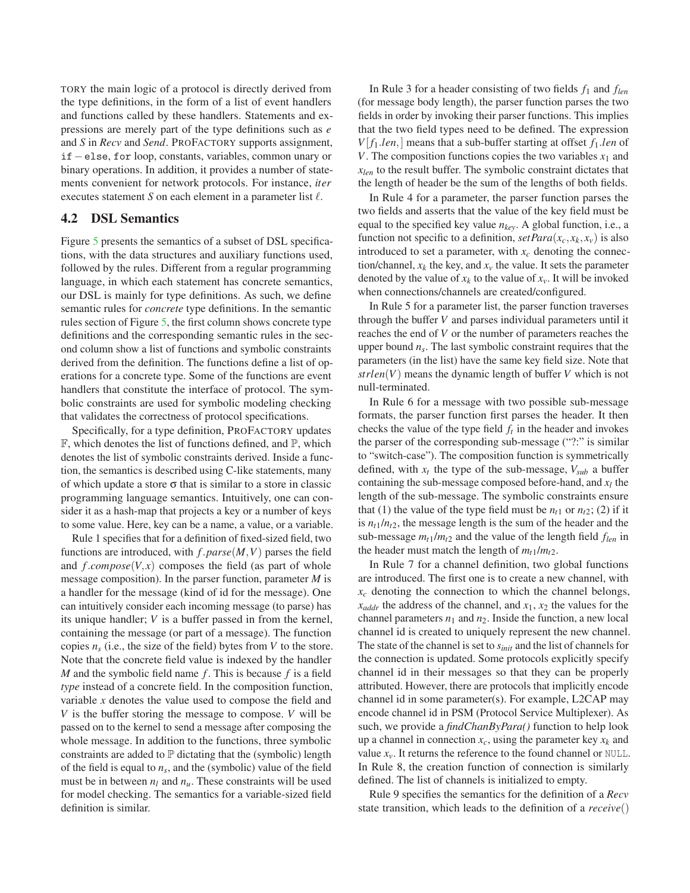TORY the main logic of a protocol is directly derived from the type definitions, in the form of a list of event handlers and functions called by these handlers. Statements and expressions are merely part of the type definitions such as $e$ and $S$ in *Recv* and *Send*. PROFACTORY supports assignment, `if − else`, `for` loop, constants, variables, common unary or binary operations. In addition, it provides a number of statements convenient for network protocols. For instance, *iter* executes statement $S$ on each element in a parameter list $\ell$.

## 4.2 DSL Semantics

Figure 5 presents the semantics of a subset of DSL specifications, with the data structures and auxiliary functions used, followed by the rules. Different from a regular programming language, in which each statement has concrete semantics, our DSL is mainly for type definitions. As such, we define semantic rules for *concrete* type definitions. In the semantic rules section of Figure 5, the first column shows concrete type definitions and the corresponding semantic rules in the second column show a list of functions and symbolic constraints derived from the definition. The functions define a list of operations for a concrete type. Some of the functions are event handlers that constitute the interface of protocol. The symbolic constraints are used for symbolic modeling checking that validates the correctness of protocol specifications.

Specifically, for a type definition, PROFACTORY updates $\mathbb{F}$, which denotes the list of functions defined, and $\mathbb{P}$, which denotes the list of symbolic constraints derived. Inside a function, the semantics is described using C-like statements, many of which update a store $\sigma$ that is similar to a store in classic programming language semantics. Intuitively, one can consider it as a hash-map that projects a key or a number of keys to some value. Here, key can be a name, a value, or a variable.

Rule 1 specifies that for a definition of fixed-sized field, two functions are introduced, with $f.parse(M,V)$ parses the field and $f.compose(V,x)$ composes the field (as part of whole message composition). In the parser function, parameter $M$ is a handler for the message (kind of id for the message). One can intuitively consider each incoming message (to parse) has its unique handler; $V$ is a buffer passed in from the kernel, containing the message (or part of a message). The function copies $n_s$ (i.e., the size of the field) bytes from $V$ to the store. Note that the concrete field value is indexed by the handler $M$ and the symbolic field name $f$. This is because $f$ is a field *type* instead of a concrete field. In the composition function, variable $x$ denotes the value used to compose the field and $V$ is the buffer storing the message to compose. $V$ will be passed on to the kernel to send a message after composing the whole message. In addition to the functions, three symbolic constraints are added to $\mathbb{P}$ dictating that the (symbolic) length of the field is equal to $n_s$, and the (symbolic) value of the field must be in between $n_l$ and $n_u$. These constraints will be used for model checking. The semantics for a variable-sized field definition is similar.

In Rule 3 for a header consisting of two fields $f_1$ and $f_{len}$ (for message body length), the parser function parses the two fields in order by invoking their parser functions. This implies that the two field types need to be defined. The expression $V[f_1.len,]$ means that a sub-buffer starting at offset $f_1.len$ of $V$. The composition functions copies the two variables $x_1$ and $x_{len}$ to the result buffer. The symbolic constraint dictates that the length of header be the sum of the lengths of both fields.

In Rule 4 for a parameter, the parser function parses the two fields and asserts that the value of the key field must be equal to the specified key value $n_{key}$. A global function, i.e., a function not specific to a definition, $setPara(x_c,x_k,x_v)$ is also introduced to set a parameter, with $x_c$ denoting the connection/channel, $x_k$ the key, and $x_v$ the value. It sets the parameter denoted by the value of $x_k$ to the value of $x_v$. It will be invoked when connections/channels are created/configured.

In Rule 5 for a parameter list, the parser function traverses through the buffer $V$ and parses individual parameters until it reaches the end of $V$ or the number of parameters reaches the upper bound $n_s$. The last symbolic constraint requires that the parameters (in the list) have the same key field size. Note that $strlen(V)$ means the dynamic length of buffer $V$ which is not null-terminated.

In Rule 6 for a message with two possible sub-message formats, the parser function first parses the header. It then checks the value of the type field $f_t$ in the header and invokes the parser of the corresponding sub-message ("?:" is similar to "switch-case"). The composition function is symmetrically defined, with $x_t$ the type of the sub-message, $V_{sub}$ a buffer containing the sub-message composed before-hand, and $x_l$ the length of the sub-message. The symbolic constraints ensure that (1) the value of the type field must be $n_{t1}$ or $n_{t2}$; (2) if it is $n_{t1}$/$n_{t2}$, the message length is the sum of the header and the sub-message $m_{t1}$/$m_{t2}$ and the value of the length field $f_{len}$ in the header must match the length of $m_{t1}$/$m_{t2}$.

In Rule 7 for a channel definition, two global functions are introduced. The first one is to create a new channel, with $x_c$ denoting the connection to which the channel belongs, $x_{addr}$ the address of the channel, and $x_1$, $x_2$ the values for the channel parameters $n_1$ and $n_2$. Inside the function, a new local channel id is created to uniquely represent the new channel. The state of the channel is set to $s_{init}$ and the list of channels for the connection is updated. Some protocols explicitly specify channel id in their messages so that they can be properly attributed. However, there are protocols that implicitly encode channel id in some parameter(s). For example, L2CAP may encode channel id in PSM (Protocol Service Multiplexer). As such, we provide a *findChanByPara()* function to help look up a channel in connection $x_c$, using the parameter key $x_k$ and value $x_v$. It returns the reference to the found channel or `NULL`. In Rule 8, the creation function of connection is similarly defined. The list of channels is initialized to empty.

Rule 9 specifies the semantics for the definition of a *Recv* state transition, which leads to the definition of a *receive*()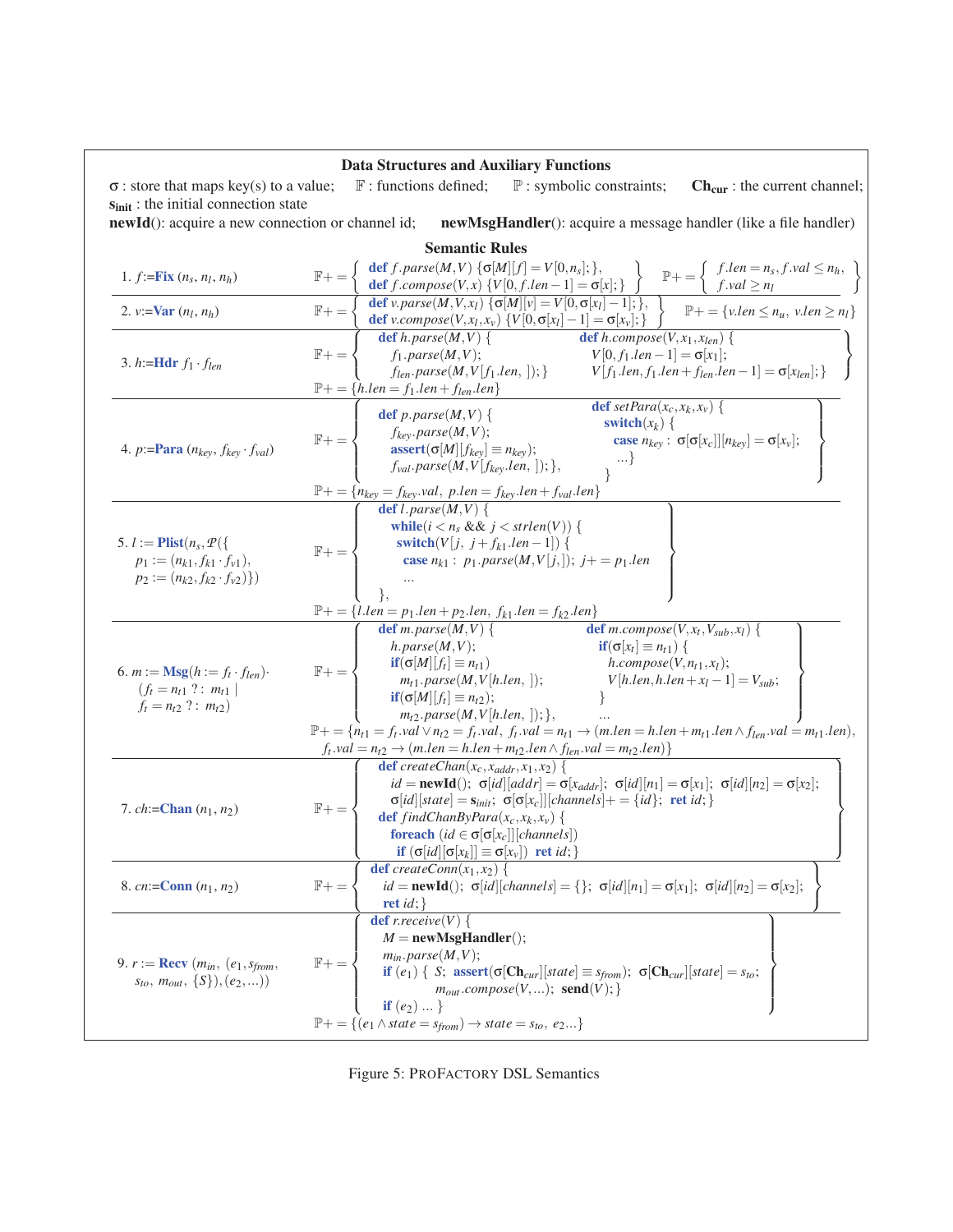## Data Structures and Auxiliary Functions

$\sigma$ : store that maps key(s) to a value; $\mathbb{F}$ : functions defined; $\mathbb{P}$ : symbolic constraints; $\mathbf{Ch_{cur}}$ : the current channel; $\mathbf{s_{init}}$ : the initial connection state

**newId**(): acquire a new connection or channel id; **newMsgHandler**(): acquire a new message handler (like a file handler)

## Semantic Rules

**1.** $f$:=**Fix** $(n_s, n_l, n_h)$

$$\mathbb{F}+=\left\{\begin{array}{l}\textbf{def } f.parse(M,V)\ \{\sigma[M][f]=V[0,n_s];\},\\ \textbf{def } f.compose(V,x)\ \{V[0,f.len-1]=\sigma[x];\}\end{array}\right\} \quad \mathbb{P}+=\left\{\begin{array}{l}f.len=n_s, f.val\leq n_h,\\ f.val\geq n_l\end{array}\right\}$$

**2.** $v$:=**Var** $(n_l, n_h)$

$$\mathbb{F}+=\left\{\begin{array}{l}\textbf{def } v.parse(M,V,x_l)\ \{\sigma[M][v]=V[0,\sigma[x_l]-1];\},\\ \textbf{def } v.compose(V,x_l,x_v)\ \{V[0,\sigma[x_l]-1]=\sigma[x_v];\}\end{array}\right\} \quad \mathbb{P}+=\{v.len\leq n_u,\ v.len\geq n_l\}$$

**3.** $h$:=**Hdr** $f_1\cdot f_{len}$

$$\mathbb{F}+=\left\{\begin{array}{ll}\textbf{def } h.parse(M,V)\ \{ & \textbf{def } h.compose(V,x_1,x_{len})\ \{\\ \quad f_1.parse(M,V); & \quad V[0,f_1.len-1]=\sigma[x_1];\\ \quad f_{len}.parse(M,V[f_1.len,]);\} & \quad V[f_1.len,f_1.len+f_{len}.len-1]=\sigma[x_{len}];\}\end{array}\right\}$$

$$\mathbb{P}+=\{h.len=f_1.len+f_{len}.len\}$$

**4.** $p$:=**Para** $(n_{key}, f_{key}\cdot f_{val})$

$$\mathbb{F}+=\left\{\begin{array}{ll}\textbf{def } p.parse(M,V)\ \{ & \textbf{def } setPara(x_c,x_k,x_v)\ \{\\ \quad f_{key}.parse(M,V); & \quad \textbf{switch}(x_k)\ \{\\ \quad \textbf{assert}(\sigma[M][f_{key}]\equiv n_{key}); & \quad\quad \textbf{case } n_{key}:\ \sigma[\sigma[x_c]][n_{key}]=\sigma[x_v];\\ \quad f_{val}.parse(M,V[f_{key}.len,]);\}, & \quad\quad ...\}\\ & \}\end{array}\right\}$$

$$\mathbb{P}+=\{n_{key}=f_{key}.val,\ p.len=f_{key}.len+f_{val}.len\}$$

**5.** $l$ := **Plist**$(n_s, \mathcal{P}(\{p_1 := (n_{k1}, f_{k1}\cdot f_{v1}), p_2 := (n_{k2}, f_{k2}\cdot f_{v2})\}))$

$$\mathbb{F}+=\left\{\begin{array}{l}\textbf{def } l.parse(M,V)\ \{\\ \quad \textbf{while}(i<n_s\ \&\&\ j<strlen(V))\ \{\\ \quad\quad \textbf{switch}(V[j,\ j+f_{k1}.len-1])\ \{\\ \quad\quad\quad \textbf{case } n_{k1}:\ p_1.parse(M,V[j,]);\ j+=p_1.len\\ \quad\quad\quad ...\\ \},\end{array}\right\}$$

$$\mathbb{P}+=\{l.len=p_1.len+p_2.len,\ f_{k1}.len=f_{k2}.len\}$$

**6.** $m$ := **Msg**$(h := f_t\cdot f_{len})\cdot(f_t = n_{t1}\ ?:\ m_{t1}\ |\ f_t = n_{t2}\ ?:\ m_{t2})$

$$\mathbb{F}+=\left\{\begin{array}{ll}\textbf{def } m.parse(M,V)\ \{ & \textbf{def } m.compose(V,x_t,V_{sub},x_l)\ \{\\ \quad h.parse(M,V); & \quad \textbf{if}(\sigma[x_t]\equiv n_{t1})\ \{\\ \quad \textbf{if}(\sigma[M][f_t]\equiv n_{t1}) & \quad\quad h.compose(V,n_{t1},x_l);\\ \quad\quad m_{t1}.parse(M,V[h.len,]); & \quad\quad V[h.len,h.len+x_l-1]=V_{sub};\\ \quad \textbf{if}(\sigma[M][f_t]\equiv n_{t2}); & \quad \}\\ \quad\quad m_{t2}.parse(M,V[h.len,]);\}, & \quad ...\end{array}\right\}$$

$$\mathbb{P}+=\{n_{t1}=f_t.val\vee n_{t2}=f_t.val,\ f_t.val=n_{t1}\rightarrow(m.len=h.len+m_{t1}.len\wedge f_{len}.val=m_{t1}.len),$$
$$f_t.val=n_{t2}\rightarrow(m.len=h.len+m_{t2}.len\wedge f_{len}.val=m_{t2}.len)\}$$

**7.** $ch$:=**Chan** $(n_1, n_2)$

$$\mathbb{F}+=\left\{\begin{array}{l}\textbf{def } createChan(x_c,x_{addr},x_1,x_2)\ \{\\ \quad id=\textbf{newId}();\ \sigma[id][addr]=\sigma[x_{addr}];\ \sigma[id][n_1]=\sigma[x_1];\ \sigma[id][n_2]=\sigma[x_2];\\ \quad \sigma[id][state]=\mathbf{s_{init}};\ \sigma[\sigma[x_c]][channels]+=\{id\};\ \textbf{ret } id;\}\\ \textbf{def } findChanByPara(x_c,x_k,x_v)\ \{\\ \quad \textbf{foreach}\ (id\in\sigma[\sigma[x_c]][channels])\\ \quad\quad \textbf{if}\ (\sigma[id][\sigma[x_k]]\equiv\sigma[x_v])\ \ \textbf{ret } id;\}\end{array}\right\}$$

**8.** $cn$:=**Conn** $(n_1, n_2)$

$$\mathbb{F}+=\left\{\begin{array}{l}\textbf{def } createConn(x_1,x_2)\ \{\\ \quad id=\textbf{newId}();\ \sigma[id][channels]=\{\};\ \sigma[id][n_1]=\sigma[x_1];\ \sigma[id][n_2]=\sigma[x_2];\\ \quad \textbf{ret } id;\}\end{array}\right\}$$

**9.** $r$ := **Recv** $(m_{in}, (e_1, s_{from}, s_{to}, m_{out}, \{S\}), (e_2, ...))$

$$\mathbb{F}+=\left\{\begin{array}{l}\textbf{def } r.receive(V)\ \{\\ \quad M=\textbf{newMsgHandler}();\\ \quad m_{in}.parse(M,V);\\ \quad \textbf{if}\ (e_1)\ \{\ S;\ \textbf{assert}(\sigma[\mathbf{Ch_{cur}}][state]\equiv s_{from});\ \sigma[\mathbf{Ch_{cur}}][state]=s_{to};\\ \quad\quad\quad m_{out}.compose(V,...);\ \textbf{send}(V);\}\\ \quad \textbf{if}\ (e_2)\ ...\ \}\end{array}\right\}$$

$$\mathbb{P}+=\{(e_1\wedge state=s_{from})\rightarrow state=s_{to},\ e_2...\}$$

Figure 5: ProFactory DSL Semantics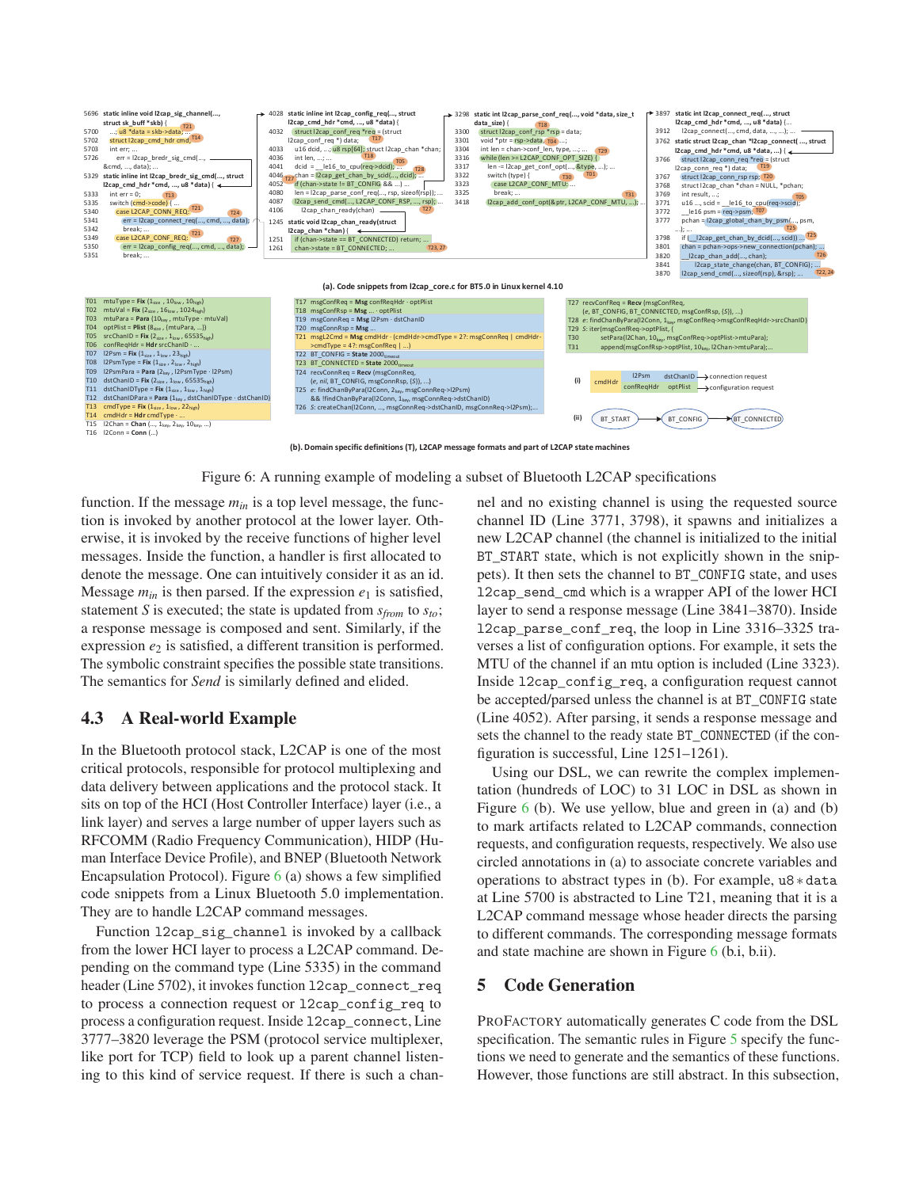Figure 6: A running example of modeling a subset of Bluetooth L2CAP specifications

function. If the message $m_{in}$ is a top level message, the function is invoked by another protocol at the lower layer. Otherwise, it is invoked by the receive functions of higher level messages. Inside the function, a handler is first allocated to denote the message. One can intuitively consider it as an id. Message $m_{in}$ is then parsed. If the expression $e_1$ is satisfied, statement $S$ is executed; the state is updated from $s_{from}$ to $s_{to}$; a response message is composed and sent. Similarly, if the expression $e_2$ is satisfied, a different transition is performed. The symbolic constraint specifies the possible state transitions. The semantics for *Send* is similarly defined and elided.

### 4.3 A Real-world Example

In the Bluetooth protocol stack, L2CAP is one of the most critical protocols, responsible for protocol multiplexing and data delivery between applications and the protocol stack. It sits on top of the HCI (Host Controller Interface) layer (i.e., a link layer) and serves a large number of upper layers such as RFCOMM (Radio Frequency Communication), HIDP (Human Interface Device Profile), and BNEP (Bluetooth Network Encapsulation Protocol). Figure 6 (a) shows a few simplified code snippets from a Linux Bluetooth 5.0 implementation. They are to handle L2CAP command messages.

Function `l2cap_sig_channel` is invoked by a callback from the lower HCI layer to process a L2CAP command. Depending on the command type (Line 5335) in the command header (Line 5702), it invokes function `l2cap_connect_req` to process a connection request or `l2cap_config_req` to process a configuration request. Inside `l2cap_connect`, Line 3777–3820 leverage the PSM (protocol service multiplexer, like port for TCP) field to look up a parent channel listening to this kind of service request. If there is such a channel and no existing channel is using the requested source channel ID (Line 3771, 3798), it spawns and initializes a new L2CAP channel (the channel is initialized to the initial `BT_START` state, which is not explicitly shown in the snippets). It then sets the channel to `BT_CONFIG` state, and uses `l2cap_send_cmd` which is a wrapper API of the lower HCI layer to send a response message (Line 3841–3870). Inside `l2cap_parse_conf_req`, the loop in Line 3316–3325 traverses a list of configuration options. For example, it sets the MTU of the channel if an mtu option is included (Line 3323). Inside `l2cap_config_req`, a configuration request cannot be accepted/parsed unless the channel is at `BT_CONFIG` state (Line 4052). After parsing, it sends a response message and sets the channel to the ready state `BT_CONNECTED` (if the configuration is successful, Line 1251–1261).

Using our DSL, we can rewrite the complex implementation (hundreds of LOC) to 31 LOC in DSL as shown in Figure 6 (b). We use yellow, blue and green in (a) and (b) to mark artifacts related to L2CAP commands, connection requests, and configuration requests, respectively. We also use circled annotations in (a) to associate concrete variables and operations to abstract types in (b). For example, `u8 *data` at Line 5700 is abstracted to Line T21, meaning that it is a L2CAP command message whose header directs the parsing to different commands. The corresponding message formats and state machine are shown in Figure 6 (b.i, b.ii).

## 5 Code Generation

PROFACTORY automatically generates C code from the DSL specification. The semantic rules in Figure 5 specify the functions we need to generate and the semantics of these functions. However, those functions are still abstract. In this subsection,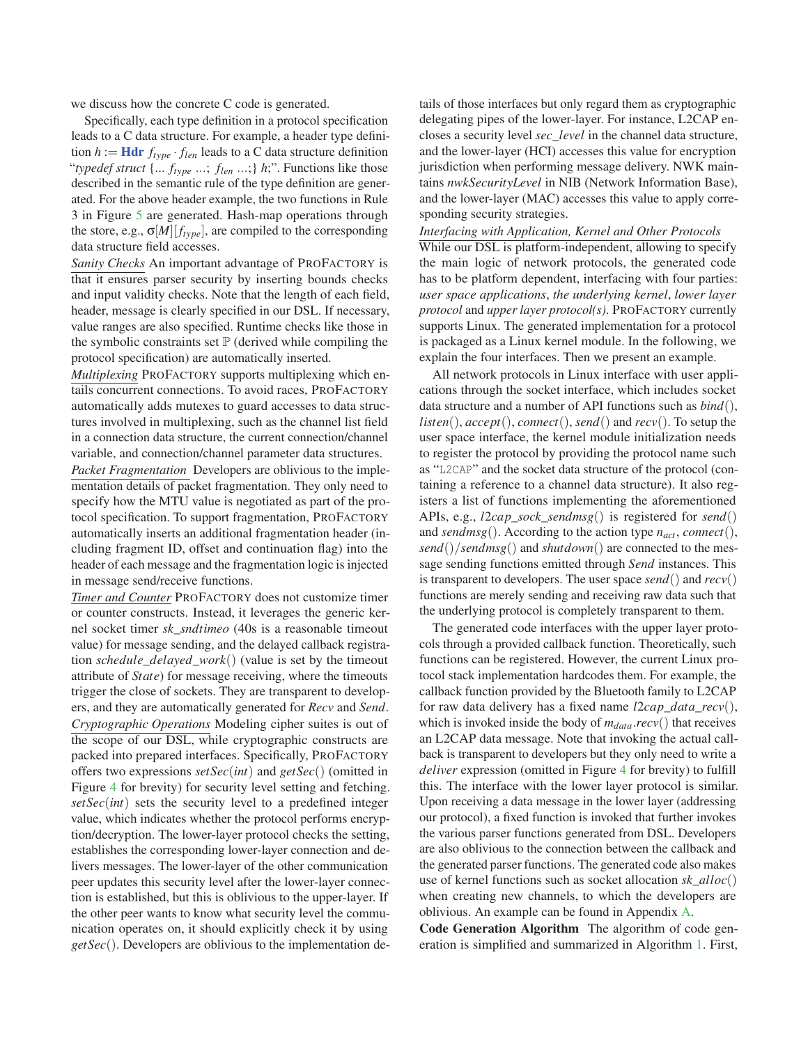we discuss how the concrete C code is generated.

Specifically, each type definition in a protocol specification leads to a C data structure. For example, a header type definition $h := \textbf{Hdr}\ f_{type} \cdot f_{len}$ leads to a C data structure definition "*typedef struct* {... $f_{type}$ ...; $f_{len}$ ...;} $h$;". Functions like those described in the semantic rule of the type definition are generated. For the above header example, the two functions in Rule 3 in Figure 5 are generated. Hash-map operations through the store, e.g., $\sigma[M][f_{type}]$, are compiled to the corresponding data structure field accesses.

*Sanity Checks* An important advantage of PROFACTORY is that it ensures parser security by inserting bounds checks and input validity checks. Note that the length of each field, header, message is clearly specified in our DSL. If necessary, value ranges are also specified. Runtime checks like those in the symbolic constraints set $\mathbb{P}$ (derived while compiling the protocol specification) are automatically inserted.

*Multiplexing* PROFACTORY supports multiplexing which entails concurrent connections. To avoid races, PROFACTORY automatically adds mutexes to guard accesses to data structures involved in multiplexing, such as the channel list field in a connection data structure, the current connection/channel variable, and connection/channel parameter data structures.

*Packet Fragmentation* Developers are oblivious to the implementation details of packet fragmentation. They only need to specify how the MTU value is negotiated as part of the protocol specification. To support fragmentation, PROFACTORY automatically inserts an additional fragmentation header (including fragment ID, offset and continuation flag) into the header of each message and the fragmentation logic is injected in message send/receive functions.

*Timer and Counter* PROFACTORY does not customize timer or counter constructs. Instead, it leverages the generic kernel socket timer *sk_sndtimeo* (40s is a reasonable timeout value) for message sending, and the delayed callback registration *schedule_delayed_work*() (value is set by the timeout attribute of *State*) for message receiving, where the timeouts trigger the close of sockets. They are transparent to developers, and they are automatically generated for *Recv* and *Send*.

*Cryptographic Operations* Modeling cipher suites is out of the scope of our DSL, while cryptographic constructs are packed into prepared interfaces. Specifically, PROFACTORY offers two expressions *setSec*(*int*) and *getSec*() (omitted in Figure 4 for brevity) for security level setting and fetching. *setSec*(*int*) sets the security level to a predefined integer value, which indicates whether the protocol performs encryption/decryption. The lower-layer protocol checks the setting, establishes the corresponding lower-layer connection and delivers messages. The lower-layer of the other communication peer updates this security level after the lower-layer connection is established, but this is oblivious to the upper-layer. If the other peer wants to know what security level the communication operates on, it should explicitly check it by using *getSec*(). Developers are oblivious to the implementation details of those interfaces but only regard them as cryptographic delegating pipes of the lower-layer. For instance, L2CAP encloses a security level *sec_level* in the channel data structure, and the lower-layer (HCI) accesses this value for encryption jurisdiction when performing message delivery. NWK maintains *nwkSecurityLevel* in NIB (Network Information Base), and the lower-layer (MAC) accesses this value to apply corresponding security strategies.

*Interfacing with Application, Kernel and Other Protocols* While our DSL is platform-independent, allowing to specify the main logic of network protocols, the generated code has to be platform dependent, interfacing with four parties: *user space applications*, *the underlying kernel*, *lower layer protocol* and *upper layer protocol(s)*. PROFACTORY currently supports Linux. The generated implementation for a protocol is packaged as a Linux kernel module. In the following, we explain the four interfaces. Then we present an example.

All network protocols in Linux interface with user applications through the socket interface, which includes socket data structure and a number of API functions such as *bind*(), *listen*(), *accept*(), *connect*(), *send*() and *recv*(). To setup the user space interface, the kernel module initialization needs to register the protocol by providing the protocol name such as "L2CAP" and the socket data structure of the protocol (containing a reference to a channel data structure). It also registers a list of functions implementing the aforementioned APIs, e.g., *l2cap_sock_sendmsg*() is registered for *send*() and *sendmsg*(). According to the action type $n_{act}$, *connect*(), *send*()/*sendmsg*() and *shutdown*() are connected to the message sending functions emitted through *Send* instances. This is transparent to developers. The user space *send*() and *recv*() functions are merely sending and receiving raw data such that the underlying protocol is completely transparent to them.

The generated code interfaces with the upper layer protocols through a provided callback function. Theoretically, such functions can be registered. However, the current Linux protocol stack implementation hardcodes them. For example, the callback function provided by the Bluetooth family to L2CAP for raw data delivery has a fixed name *l2cap_data_recv*(), which is invoked inside the body of $m_{data}$.*recv*() that receives an L2CAP data message. Note that invoking the actual callback is transparent to developers but they only need to write a *deliver* expression (omitted in Figure 4 for brevity) to fulfill this. The interface with the lower layer protocol is similar. Upon receiving a data message in the lower layer (addressing our protocol), a fixed function is invoked that further invokes the various parser functions generated from DSL. Developers are also oblivious to the connection between the callback and the generated parser functions. The generated code also makes use of kernel functions such as socket allocation *sk_alloc*() when creating new channels, to which the developers are oblivious. An example can be found in Appendix A.

**Code Generation Algorithm** The algorithm of code generation is simplified and summarized in Algorithm 1. First,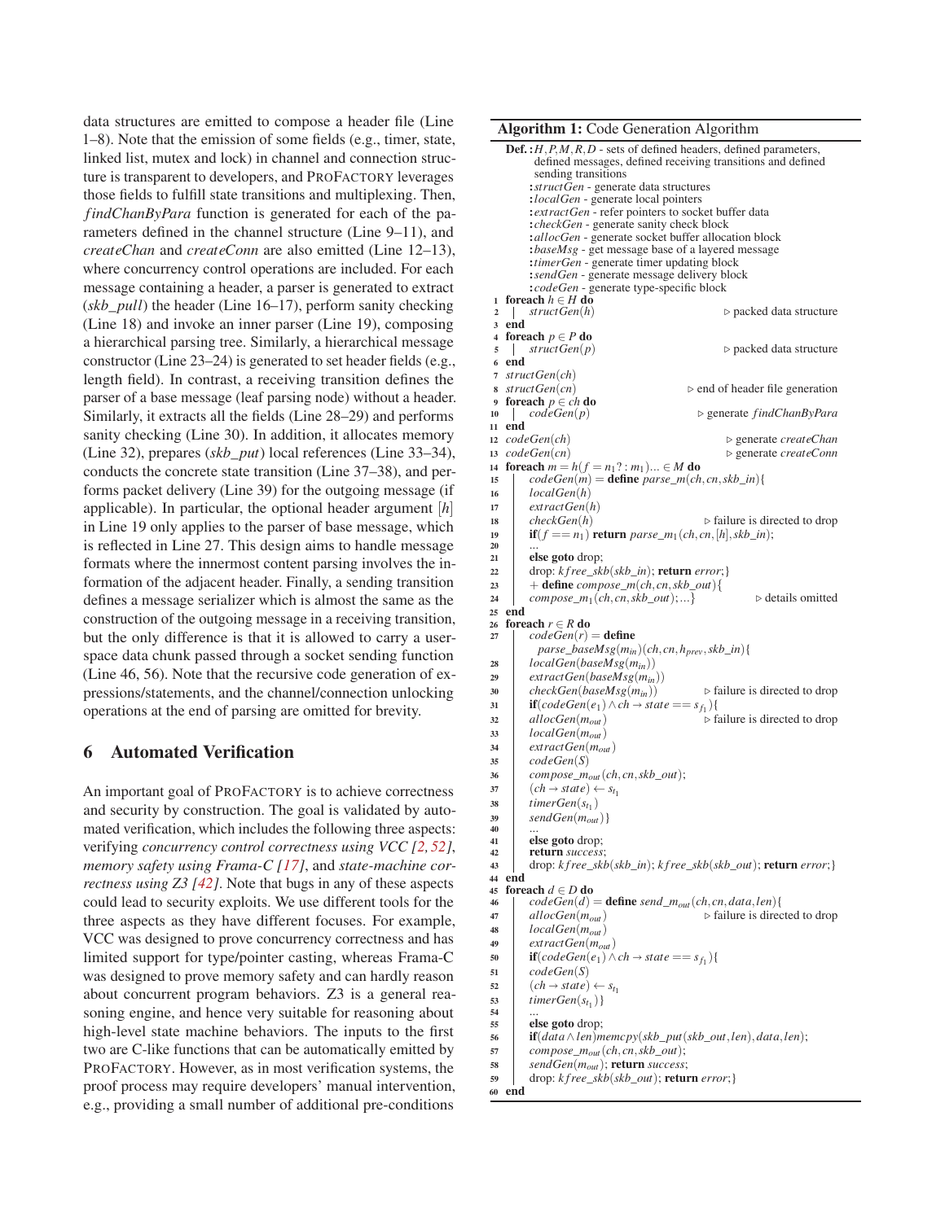data structures are emitted to compose a header file (Line 1–8). Note that the emission of some fields (e.g., timer, state, linked list, mutex and lock) in channel and connection structure is transparent to developers, and ProFactory leverages those fields to fulfill state transitions and multiplexing. Then, *findChanByPara* function is generated for each of the parameters defined in the channel structure (Line 9–11), and *createChan* and *createConn* are also emitted (Line 12–13), where concurrency control operations are included. For each message containing a header, a parser is generated to extract (*skb_pull*) the header (Line 16–17), perform sanity checking (Line 18) and invoke an inner parser (Line 19), composing a hierarchical parsing tree. Similarly, a hierarchical message constructor (Line 23–24) is generated to set header fields (e.g., length field). In contrast, a receiving transition defines the parser of a base message (leaf parsing node) without a header. Similarly, it extracts all the fields (Line 28–29) and performs sanity checking (Line 30). In addition, it allocates memory (Line 32), prepares (*skb_put*) local references (Line 33–34), conducts the concrete state transition (Line 37–38), and performs packet delivery (Line 39) for the outgoing message (if applicable). In particular, the optional header argument $[h]$ in Line 19 only applies to the parser of base message, which is reflected in Line 27. This design aims to handle message formats where the innermost content parsing involves the information of the adjacent header. Finally, a sending transition defines a message serializer which is almost the same as the construction of the outgoing message in a receiving transition, but the only difference is that it is allowed to carry a user-space data chunk passed through a socket sending function (Line 46, 56). Note that the recursive code generation of expressions/statements, and the channel/connection unlocking operations at the end of parsing are omitted for brevity.

## 6 Automated Verification

An important goal of ProFactory is to achieve correctness and security by construction. The goal is validated by automated verification, which includes the following three aspects: verifying *concurrency control correctness using VCC [2, 52]*, *memory safety using Frama-C [17]*, and *state-machine correctness using Z3 [42]*. Note that bugs in any of these aspects could lead to security exploits. We use different tools for the three aspects as they have different focuses. For example, VCC was designed to prove concurrency correctness and has limited support for type/pointer casting, whereas Frama-C was designed to prove memory safety and can hardly reason about concurrent program behaviors. Z3 is a general reasoning engine, and hence very suitable for reasoning about high-level state machine behaviors. The inputs to the first two are C-like functions that can be automatically emitted by ProFactory. However, as in most verification systems, the proof process may require developers' manual intervention, e.g., providing a small number of additional pre-conditions

**Algorithm 1:** Code Generation Algorithm

```
Def. : H,P,M,R,D - sets of defined headers, defined parameters,
       defined messages, defined receiving transitions and defined
       sending transitions
     : structGen - generate data structures
     : localGen - generate local pointers
     : extractGen - refer pointers to socket buffer data
     : checkGen - generate sanity check block
     : allocGen - generate socket buffer allocation block
     : baseMsg - get message base of a layered message
     : timerGen - generate timer updating block
     : sendGen - generate message delivery block
     : codeGen - generate type-specific block
1  foreach h ∈ H do
2  |  structGen(h)                          ▷ packed data structure
3  end
4  foreach p ∈ P do
5  |  structGen(p)                          ▷ packed data structure
6  end
7  structGen(ch)
8  structGen(cn)                            ▷ end of header file generation
9  foreach p ∈ ch do
10 |  codeGen(p)                            ▷ generate findChanByPara
11 end
12 codeGen(ch)                              ▷ generate createChan
13 codeGen(cn)                              ▷ generate createConn
14 foreach m = h(f = n1 ? : m1)... ∈ M do
15 |  codeGen(m) = define parse_m(ch, cn, skb_in){
16 |  localGen(h)
17 |  extractGen(h)
18 |  checkGen(h)                           ▷ failure is directed to drop
19 |  if(f == n1) return parse_m1(ch, cn, [h], skb_in);
20 |  ...
21 |  else goto drop;
22 |  drop: kfree_skb(skb_in); return error;}
23 |  + define compose_m(ch, cn, skb_out){
24 |  compose_m1(ch, cn, skb_out); ...}    ▷ details omitted
25 end
26 foreach r ∈ R do
27 |  codeGen(r) = define
   |    parse_baseMsg(m_in)(ch, cn, h_prev, skb_in){
28 |  localGen(baseMsg(m_in))
29 |  extractGen(baseMsg(m_in))
30 |  checkGen(baseMsg(m_in))               ▷ failure is directed to drop
31 |  if(codeGen(e1) ∧ ch → state == s_f1){
32 |  allocGen(m_out)                       ▷ failure is directed to drop
33 |  localGen(m_out)
34 |  extractGen(m_out)
35 |  codeGen(S)
36 |  compose_m_out(ch, cn, skb_out);
37 |  (ch → state) ← s_t1
38 |  timerGen(s_t1)
39 |  sendGen(m_out)}
40 |  ...
41 |  else goto drop;
42 |  return success;
43 |  drop: kfree_skb(skb_in); kfree_skb(skb_out); return error;}
44 end
45 foreach d ∈ D do
46 |  codeGen(d) = define send_m_out(ch, cn, data, len){
47 |  allocGen(m_out)                       ▷ failure is directed to drop
48 |  localGen(m_out)
49 |  extractGen(m_out)
50 |  if(codeGen(e1) ∧ ch → state == s_f1){
51 |  codeGen(S)
52 |  (ch → state) ← s_t1
53 |  timerGen(s_t1)}
54 |  ...
55 |  else goto drop;
56 |  if(data ∧ len)memcpy(skb_put(skb_out, len), data, len);
57 |  compose_m_out(ch, cn, skb_out);
58 |  sendGen(m_out); return success;
59 |  drop: kfree_skb(skb_out); return error;}
60 end
```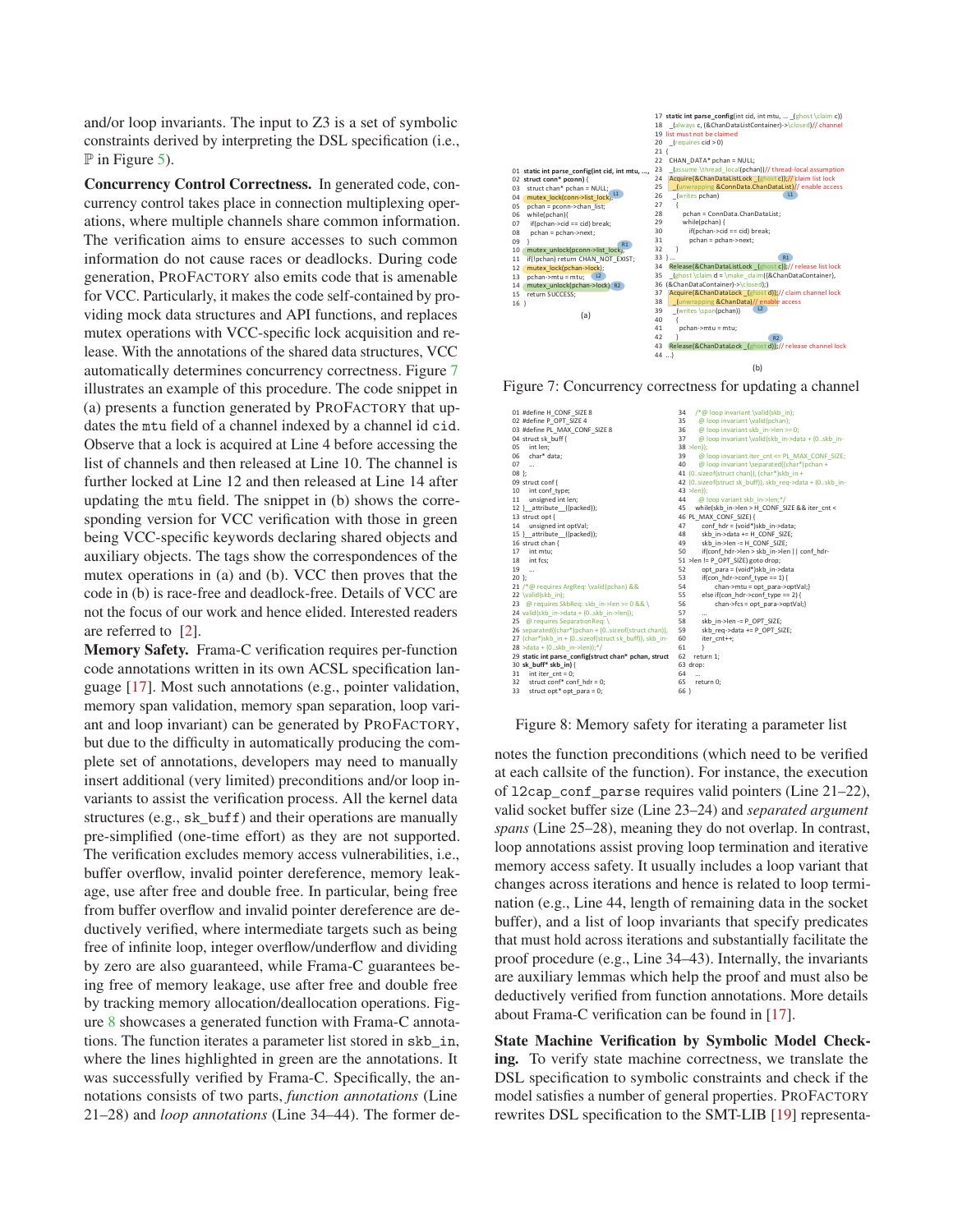and/or loop invariants. The input to Z3 is a set of symbolic constraints derived by interpreting the DSL specification (i.e., $\mathbb{P}$ in Figure 5).

**Concurrency Control Correctness.** In generated code, concurrency control takes place in connection multiplexing operations, where multiple channels share common information. The verification aims to ensure accesses to such common information do not cause races or deadlocks. During code generation, PROFACTORY also emits code that is amenable for VCC. Particularly, it makes the code self-contained by providing mock data structures and API functions, and replaces mutex operations with VCC-specific lock acquisition and release. With the annotations of the shared data structures, VCC automatically determines concurrency correctness. Figure 7 illustrates an example of this procedure. The code snippet in (a) presents a function generated by PROFACTORY that updates the mtu field of a channel indexed by a channel id cid. Observe that a lock is acquired at Line 4 before accessing the list of channels and then released at Line 10. The channel is further locked at Line 12 and then released at Line 14 after updating the mtu field. The snippet in (b) shows the corresponding version for VCC verification with those in green being VCC-specific keywords declaring shared objects and auxiliary objects. The tags show the correspondences of the mutex operations in (a) and (b). VCC then proves that the code in (b) is race-free and deadlock-free. Details of VCC are not the focus of our work and hence elided. Interested readers are referred to [2].

```
01 static int parse_config(int cid, int mtu, ...,
02 struct conn* pconn) {
03   struct chan* pchan = NULL;
04   mutex_lock(conn->list_lock);            L1
05   pchan = pconn->chan_list;
06   while(pchan){
07     if(pchan->cid == cid) break;
08     pchan = pchan->next;
09   }                                        R1
10   mutex_unlock(pconn->list_lock);
11   if(!pchan) return CHAN_NOT_EXIST;
12   mutex_lock(pchan->lock);
13   pchan->mtu = mtu;                        L2
14   mutex_unlock(pchan->lock);               R2
15   return SUCCESS;
16 }
```
(a)

```
17 static int parse_config(int cid, int mtu, ... _(ghost \claim c))
18   _(always c, (&ChanDataListContainer)->\closed)// channel
19 list must not be claimed
20   _(requires cid > 0)
21 {
22   CHAN_DATA* pchan = NULL;
23   _(assume \thread_local(pchan))// thread-local assumption
24   Acquire(&ChanDataListLock _(ghost c));// claim list lock
25   _(unwrapping &ConnData.ChanDataList)// enable access
26   _(writes pchan)                                      L1
27   {
28     pchan = ConnData.ChanDataList;
29     while(pchan) {
30       if(pchan->cid == cid) break;
31       pchan = pchan->next;
32     }
33 } ...                                                  R1
34   Release(&ChanDataListLock _(ghost c));// release list lock
35   _(ghost \claim d = \make_claim({&ChanDataContainer},
36 (&ChanDataContainer)->\closed);)
37   Acquire(&ChanDataLock _(ghost d));// claim channel lock
38   _(unwrapping &ChanData)// enable access
39   _(writes \span(pchan))                               L2
40   {
41     pchan->mtu = mtu;
42   }                                                    R2
43   Release(&ChanDataLock _(ghost d));// release channel lock
44 ...}
```
(b)

Figure 7: Concurrency correctness for updating a channel

**Memory Safety.** Frama-C verification requires per-function code annotations written in its own ACSL specification language [17]. Most such annotations (e.g., pointer validation, memory span validation, memory span separation, loop variant and loop invariant) can be generated by PROFACTORY, but due to the difficulty in automatically producing the complete set of annotations, developers may need to manually insert additional (very limited) preconditions and/or loop invariants to assist the verification process. All the kernel data structures (e.g., sk_buff) and their operations are manually pre-simplified (one-time effort) as they are not supported. The verification excludes memory access vulnerabilities, i.e., buffer overflow, invalid pointer dereference, memory leakage, use after free and double free. In particular, being free from buffer overflow and invalid pointer dereference are deductively verified, where intermediate targets such as being free of infinite loop, integer overflow/underflow and dividing by zero are also guaranteed, while Frama-C guarantees being free of memory leakage, use after free and double free by tracking memory allocation/deallocation operations. Figure 8 showcases a generated function with Frama-C annotations. The function iterates a parameter list stored in skb_in, where the lines highlighted in green are the annotations. It was successfully verified by Frama-C. Specifically, the annotations consists of two parts, *function annotations* (Line 21–28) and *loop annotations* (Line 34–44). The former denotes the function preconditions (which need to be verified at each callsite of the function). For instance, the execution of l2cap_conf_parse requires valid pointers (Line 21–22), valid socket buffer size (Line 23–24) and *separated argument spans* (Line 25–28), meaning they do not overlap. In contrast, loop annotations assist proving loop termination and iterative memory access safety. It usually includes a loop variant that changes across iterations and hence is related to loop termination (e.g., Line 44, length of remaining data in the socket buffer), and a list of loop invariants that specify predicates that must hold across iterations and substantially facilitate the proof procedure (e.g., Line 34–43). Internally, the invariants are auxiliary lemmas which help the proof and must also be deductively verified from function annotations. More details about Frama-C verification can be found in [17].

```
01 #define H_CONF_SIZE 8
02 #define P_OPT_SIZE 4
03 #define PL_MAX_CONF_SIZE 8
04 struct sk_buff {
05   int len;
06   char* data;
07   ...
08 };
09 struct conf {
10   int conf_type;
11   unsigned int len;
12 }__attribute__((packed));
13 struct opt {
14   unsigned int optVal;
15 }__attribute__((packed));
16 struct chan {
17   int mtu;
18   int fcs;
19   ...
20 };
21 /*@ requires ArgReq: \valid(pchan) &&
22 \valid(skb_in);
23   @ requires SkbReq: skb_in->len >= 0 && \
24 valid(skb_in->data + (0..skb_in->len));
25   @ requires SeparationReq: \
26 separated((char*)pchan + (0..sizeof(struct chan)),
27 (char*)skb_in + (0..sizeof(struct sk_buff)), skb_in-
28 >data + (0..skb_in->len));*/
29 static int parse_config(struct chan* pchan, struct
30 sk_buff* skb_in) {
31   int iter_cnt = 0;
32   struct conf* conf_hdr = 0;
33   struct opt* opt_para = 0;
34   /*@ loop invariant \valid(skb_in);
35     @ loop invariant \valid(pchan);
36     @ loop invariant skb_in->len >= 0;
37     @ loop invariant \valid(skb_in->data + (0..skb_in-
38 >len));
39     @ loop invariant iter_cnt <= PL_MAX_CONF_SIZE;
40     @ loop invariant \separated((char*)pchan +
41 (0..sizeof(struct chan)), (char*)skb_in +
42 (0..sizeof(struct sk_buff)), skb_req->data + (0..skb_in-
43 >len));
44     @ loop variant skb_in->len;*/
45   while(skb_in->len > H_CONF_SIZE && iter_cnt <
46 PL_MAX_CONF_SIZE) {
47     conf_hdr = (void*)skb_in->data;
48     skb_in->data += H_CONF_SIZE;
49     skb_in->len -= H_CONF_SIZE;
50     if(conf_hdr->len > skb_in->len || conf_hdr-
51 >len != P_OPT_SIZE) goto drop;
52     opt_para = (void*)skb_in->data
53     if(con_hdr->conf_type == 1) {
54         chan->mtu = opt_para->optVal;}
55     else if(con_hdr->conf_type == 2) {
56         chan->fcs = opt_para->optVal;}
57     ...
58     skb_in->len -= P_OPT_SIZE;
59     skb_req->data += P_OPT_SIZE;
60     iter_cnt++;
61   }
62   return 1;
63 drop:
64   ...
65   return 0;
66 }
```

Figure 8: Memory safety for iterating a parameter list

**State Machine Verification by Symbolic Model Checking.** To verify state machine correctness, we translate the DSL specification to symbolic constraints and check if the model satisfies a number of general properties. PROFACTORY rewrites DSL specification to the SMT-LIB [19] representa-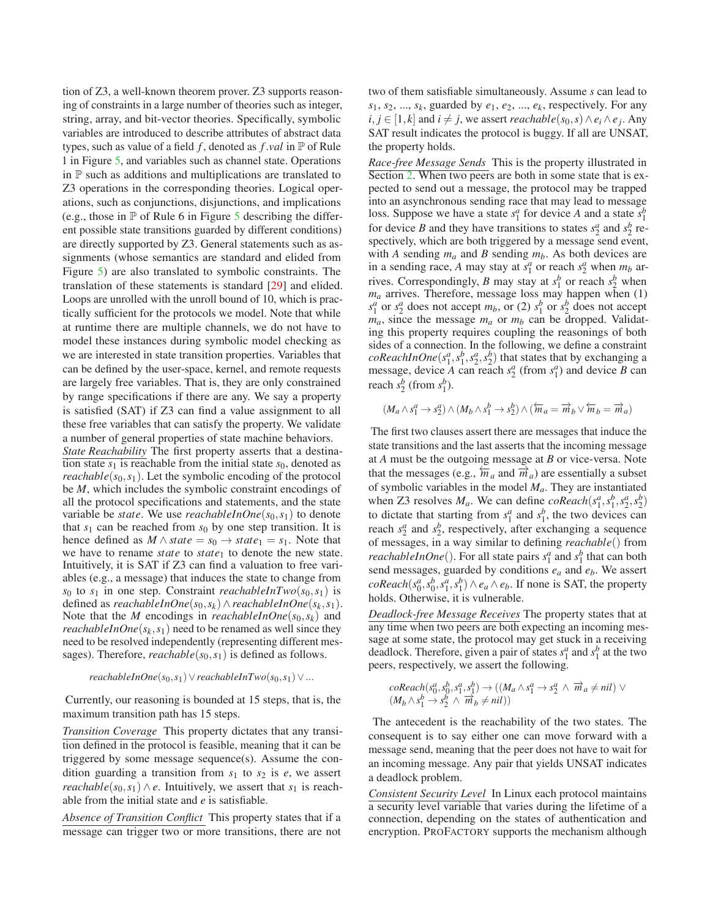tion of Z3, a well-known theorem prover. Z3 supports reasoning of constraints in a large number of theories such as integer, string, array, and bit-vector theories. Specifically, symbolic variables are introduced to describe attributes of abstract data types, such as value of a field $f$, denoted as $f.val$ in $\mathbb{P}$ of Rule 1 in Figure 5, and variables such as channel state. Operations in $\mathbb{P}$ such as additions and multiplications are translated to Z3 operations in the corresponding theories. Logical operations, such as conjunctions, disjunctions, and implications (e.g., those in $\mathbb{P}$ of Rule 6 in Figure 5 describing the different possible state transitions guarded by different conditions) are directly supported by Z3. General statements such as assignments (whose semantics are standard and elided from Figure 5) are also translated to symbolic constraints. The translation of these statements is standard [29] and elided. Loops are unrolled with the unroll bound of 10, which is practically sufficient for the protocols we model. Note that while at runtime there are multiple channels, we do not have to model these instances during symbolic model checking as we are interested in state transition properties. Variables that can be defined by the user-space, kernel, and remote requests are largely free variables. That is, they are only constrained by range specifications if there are any. We say a property is satisfied (SAT) if Z3 can find a value assignment to all these free variables that can satisfy the property. We validate a number of general properties of state machine behaviors.

*State Reachability* The first property asserts that a destination state $s_1$ is reachable from the initial state $s_0$, denoted as $reachable(s_0, s_1)$. Let the symbolic encoding of the protocol be $M$, which includes the symbolic constraint encodings of all the protocol specifications and statements, and the state variable be $state$. We use $reachableInOne(s_0, s_1)$ to denote that $s_1$ can be reached from $s_0$ by one step transition. It is hence defined as $M \wedge state = s_0 \rightarrow state_1 = s_1$. Note that we have to rename $state$ to $state_1$ to denote the new state. Intuitively, it is SAT if Z3 can find a valuation to free variables (e.g., a message) that induces the state to change from $s_0$ to $s_1$ in one step. Constraint $reachableInTwo(s_0, s_1)$ is defined as $reachableInOne(s_0, s_k) \wedge reachableInOne(s_k, s_1)$. Note that the $M$ encodings in $reachableInOne(s_0, s_k)$ and $reachableInOne(s_k, s_1)$ need to be renamed as well since they need to be resolved independently (representing different messages). Therefore, $reachable(s_0, s_1)$ is defined as follows.

$$reachableInOne(s_0, s_1) \vee reachableInTwo(s_0, s_1) \vee ...$$

Currently, our reasoning is bounded at 15 steps, that is, the maximum transition path has 15 steps.

*Transition Coverage* This property dictates that any transition defined in the protocol is feasible, meaning that it can be triggered by some message sequence(s). Assume the condition guarding a transition from $s_1$ to $s_2$ is $e$, we assert $reachable(s_0, s_1) \wedge e$. Intuitively, we assert that $s_1$ is reachable from the initial state and $e$ is satisfiable.

*Absence of Transition Conflict* This property states that if a message can trigger two or more transitions, there are not two of them satisfiable simultaneously. Assume $s$ can lead to $s_1$, $s_2$, ..., $s_k$, guarded by $e_1$, $e_2$, ..., $e_k$, respectively. For any $i, j \in [1, k]$ and $i \neq j$, we assert $reachable(s_0, s) \wedge e_i \wedge e_j$. Any SAT result indicates the protocol is buggy. If all are UNSAT, the property holds.

*Race-free Message Sends* This is the property illustrated in Section 2. When two peers are both in some state that is expected to send out a message, the protocol may be trapped into an asynchronous sending race that may lead to message loss. Suppose we have a state $s_1^a$ for device $A$ and a state $s_1^b$ for device $B$ and they have transitions to states $s_2^a$ and $s_2^b$ respectively, which are both triggered by a message send event, with $A$ sending $m_a$ and $B$ sending $m_b$. As both devices are in a sending race, $A$ may stay at $s_1^a$ or reach $s_2^a$ when $m_b$ arrives. Correspondingly, $B$ may stay at $s_1^b$ or reach $s_2^b$ when $m_a$ arrives. Therefore, message loss may happen when (1) $s_1^a$ or $s_2^a$ does not accept $m_b$, or (2) $s_1^b$ or $s_2^b$ does not accept $m_a$, since the message $m_a$ or $m_b$ can be dropped. Validating this property requires coupling the reasonings of both sides of a connection. In the following, we define a constraint $coReachInOne(s_1^a, s_1^b, s_2^a, s_2^b)$ that states that by exchanging a message, device $A$ can reach $s_2^a$ (from $s_1^a$) and device $B$ can reach $s_2^b$ (from $s_1^b$).

$$(M_a \wedge s_1^a \rightarrow s_2^a) \wedge (M_b \wedge s_1^b \rightarrow s_2^b) \wedge (\overleftarrow{m}_a = \overrightarrow{m}_b \vee \overleftarrow{m}_b = \overrightarrow{m}_a)$$

The first two clauses assert there are messages that induce the state transitions and the last asserts that the incoming message at $A$ must be the outgoing message at $B$ or vice-versa. Note that the messages (e.g., $\overleftarrow{m}_a$ and $\overrightarrow{m}_a$) are essentially a subset of symbolic variables in the model $M_a$. They are instantiated when Z3 resolves $M_a$. We can define $coReach(s_1^a, s_1^b, s_2^a, s_2^b)$ to dictate that starting from $s_1^a$ and $s_1^b$, the two devices can reach $s_2^a$ and $s_2^b$, respectively, after exchanging a sequence of messages, in a way similar to defining $reachable()$ from $reachableInOne()$. For all state pairs $s_1^a$ and $s_1^b$ that can both send messages, guarded by conditions $e_a$ and $e_b$. We assert $coReach(s_0^a, s_0^b, s_1^a, s_1^b) \wedge e_a \wedge e_b$. If none is SAT, the property holds. Otherwise, it is vulnerable.

*Deadlock-free Message Receives* The property states that at any time when two peers are both expecting an incoming message at some state, the protocol may get stuck in a receiving deadlock. Therefore, given a pair of states $s_1^a$ and $s_1^b$ at the two peers, respectively, we assert the following.

$$coReach(s_0^a, s_0^b, s_1^a, s_1^b) \rightarrow ((M_a \wedge s_1^a \rightarrow s_2^a \ \wedge \ \overrightarrow{m}_a \neq nil) \vee (M_b \wedge s_1^b \rightarrow s_2^b \ \wedge \ \overrightarrow{m}_b \neq nil))$$

The antecedent is the reachability of the two states. The consequent is to say either one can move forward with a message send, meaning that the peer does not have to wait for an incoming message. Any pair that yields UNSAT indicates a deadlock problem.

*Consistent Security Level* In Linux each protocol maintains a security level variable that varies during the lifetime of a connection, depending on the states of authentication and encryption. PROFACTORY supports the mechanism although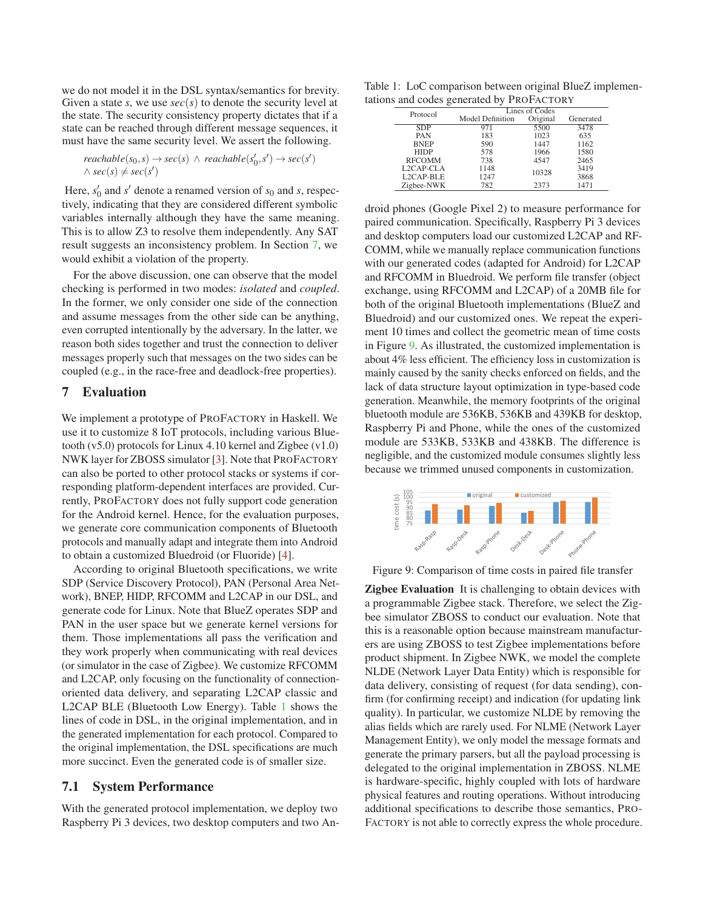we do not model it in the DSL syntax/semantics for brevity. Given a state $s$, we use $sec(s)$ to denote the security level at the state. The security consistency property dictates that if a state can be reached through different message sequences, it must have the same security level. We assert the following.

$$reachable(s_0, s) \rightarrow sec(s) \wedge reachable(s_0', s') \rightarrow sec(s') \wedge sec(s) \neq sec(s')$$

Here, $s_0'$ and $s'$ denote a renamed version of $s_0$ and $s$, respectively, indicating that they are considered different symbolic variables internally although they have the same meaning. This is to allow Z3 to resolve them independently. Any SAT result suggests an inconsistency problem. In Section 7, we would exhibit a violation of the property.

For the above discussion, one can observe that the model checking is performed in two modes: *isolated* and *coupled*. In the former, we only consider one side of the connection and assume messages from the other side can be anything, even corrupted intentionally by the adversary. In the latter, we reason both sides together and trust the connection to deliver messages properly such that messages on the two sides can be coupled (e.g., in the race-free and deadlock-free properties).

## 7 Evaluation

We implement a prototype of PROFACTORY in Haskell. We use it to customize 8 IoT protocols, including various Bluetooth (v5.0) protocols for Linux 4.10 kernel and Zigbee (v1.0) NWK layer for ZBOSS simulator [3]. Note that PROFACTORY can also be ported to other protocol stacks or systems if corresponding platform-dependent interfaces are provided. Currently, PROFACTORY does not fully support code generation for the Android kernel. Hence, for the evaluation purposes, we generate core communication components of Bluetooth protocols and manually adapt and integrate them into Android to obtain a customized Bluedroid (or Fluoride) [4].

According to original Bluetooth specifications, we write SDP (Service Discovery Protocol), PAN (Personal Area Network), BNEP, HIDP, RFCOMM and L2CAP in our DSL, and generate code for Linux. Note that BlueZ operates SDP and PAN in the user space but we generate kernel versions for them. Those implementations all pass the verification and they work properly when communicating with real devices (or simulator in the case of Zigbee). We customize RFCOMM and L2CAP, only focusing on the functionality of connection-oriented data delivery, and separating L2CAP classic and L2CAP BLE (Bluetooth Low Energy). Table 1 shows the lines of code in DSL, in the original implementation, and in the generated implementation for each protocol. Compared to the original implementation, the DSL specifications are much more succinct. Even the generated code is of smaller size.

### 7.1 System Performance

With the generated protocol implementation, we deploy two Raspberry Pi 3 devices, two desktop computers and two Android phones (Google Pixel 2) to measure performance for paired communication. Specifically, Raspberry Pi 3 devices and desktop computers load our customized L2CAP and RFCOMM, while we manually replace communication functions with our generated codes (adapted for Android) for L2CAP and RFCOMM in Bluedroid. We perform file transfer (object exchange, using RFCOMM and L2CAP) of a 20MB file for both of the original Bluetooth implementations (BlueZ and Bluedroid) and our customized ones. We repeat the experiment 10 times and collect the geometric mean of time costs in Figure 9. As illustrated, the customized implementation is about 4% less efficient. The efficiency loss in customization is mainly caused by the sanity checks enforced on fields, and the lack of data structure layout optimization in type-based code generation. Meanwhile, the memory footprints of the original bluetooth module are 536KB, 536KB and 439KB for desktop, Raspberry Pi and Phone, while the ones of the customized module are 533KB, 533KB and 438KB. The difference is negligible, and the customized module consumes slightly less because we trimmed unused components in customization.

Table 1: LoC comparison between original BlueZ implementations and codes generated by PROFACTORY

| Protocol | Lines of Codes | | |
|---|---|---|---|
| | Model Definition | Original | Generated |
| SDP | 971 | 5500 | 3478 |
| PAN | 183 | 1023 | 635 |
| BNEP | 590 | 1447 | 1162 |
| HIDP | 578 | 1966 | 1580 |
| RFCOMM | 738 | 4547 | 2465 |
| L2CAP-CLA | 1148 | 10328 | 3419 |
| L2CAP-BLE | 1247 | | 3868 |
| Zigbee-NWK | 782 | 2373 | 1471 |

Figure 9: Comparison of time costs in paired file transfer

**Zigbee Evaluation** It is challenging to obtain devices with a programmable Zigbee stack. Therefore, we select the Zigbee simulator ZBOSS to conduct our evaluation. Note that this is a reasonable option because mainstream manufacturers are using ZBOSS to test Zigbee implementations before product shipment. In Zigbee NWK, we model the complete NLDE (Network Layer Data Entity) which is responsible for data delivery, consisting of request (for data sending), confirm (for confirming receipt) and indication (for updating link quality). In particular, we customize NLDE by removing the alias fields which are rarely used. For NLME (Network Layer Management Entity), we only model the message formats and generate the primary parsers, but all the payload processing is delegated to the original implementation in ZBOSS. NLME is hardware-specific, highly coupled with lots of hardware physical features and routing operations. Without introducing additional specifications to describe those semantics, PROFACTORY is not able to correctly express the whole procedure.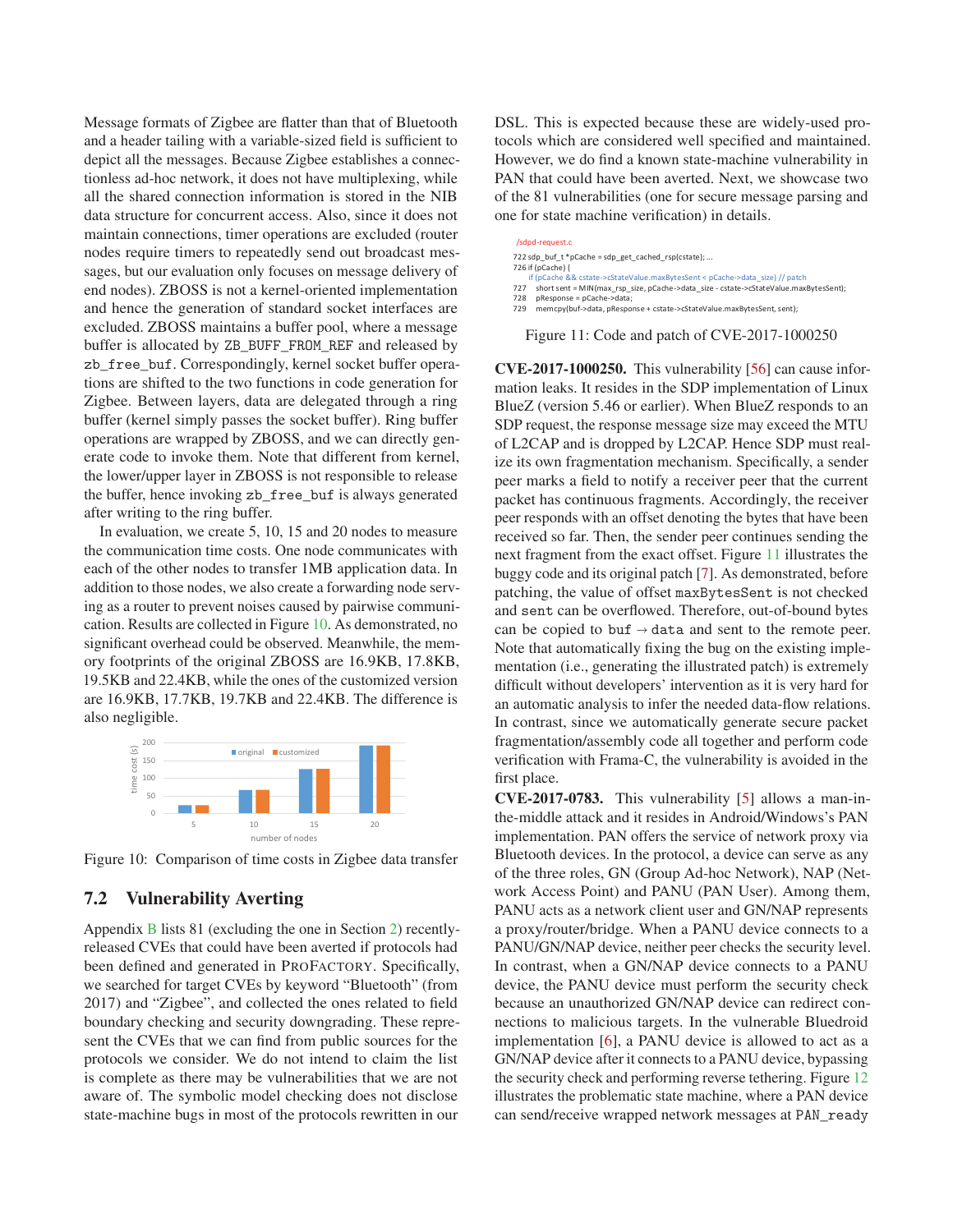Message formats of Zigbee are flatter than that of Bluetooth and a header tailing with a variable-sized field is sufficient to depict all the messages. Because Zigbee establishes a connectionless ad-hoc network, it does not have multiplexing, while all the shared connection information is stored in the NIB data structure for concurrent access. Also, since it does not maintain connections, timer operations are excluded (router nodes require timers to repeatedly send out broadcast messages, but our evaluation only focuses on message delivery of end nodes). ZBOSS is not a kernel-oriented implementation and hence the generation of standard socket interfaces are excluded. ZBOSS maintains a buffer pool, where a message buffer is allocated by `ZB_BUFF_FROM_REF` and released by `zb_free_buf`. Correspondingly, kernel socket buffer operations are shifted to the two functions in code generation for Zigbee. Between layers, data are delegated through a ring buffer (kernel simply passes the socket buffer). Ring buffer operations are wrapped by ZBOSS, and we can directly generate code to invoke them. Note that different from kernel, the lower/upper layer in ZBOSS is not responsible to release the buffer, hence invoking `zb_free_buf` is always generated after writing to the ring buffer.

In evaluation, we create 5, 10, 15 and 20 nodes to measure the communication time costs. One node communicates with each of the other nodes to transfer 1MB application data. In addition to those nodes, we also create a forwarding node serving as a router to prevent noises caused by pairwise communication. Results are collected in Figure 10. As demonstrated, no significant overhead could be observed. Meanwhile, the memory footprints of the original ZBOSS are 16.9KB, 17.8KB, 19.5KB and 22.4KB, while the ones of the customized version are 16.9KB, 17.7KB, 19.7KB and 22.4KB. The difference is also negligible.

Figure 10: Comparison of time costs in Zigbee data transfer

## 7.2 Vulnerability Averting

Appendix B lists 81 (excluding the one in Section 2) recently-released CVEs that could have been averted if protocols had been defined and generated in PROFACTORY. Specifically, we searched for target CVEs by keyword "Bluetooth" (from 2017) and "Zigbee", and collected the ones related to field boundary checking and security downgrading. These represent the CVEs that we can find from public sources for the protocols we consider. We do not intend to claim the list is complete as there may be vulnerabilities that we are not aware of. The symbolic model checking does not disclose state-machine bugs in most of the protocols rewritten in our DSL. This is expected because these are widely-used protocols which are considered well specified and maintained. However, we do find a known state-machine vulnerability in PAN that could have been averted. Next, we showcase two of the 81 vulnerabilities (one for secure message parsing and one for state machine verification) in details.

```
/sdpd-request.c
722 sdp_buf_t *pCache = sdp_get_cached_rsp(cstate); ...
726 if (pCache) {
    if (pCache && cstate->cStateValue.maxBytesSent < pCache->data_size) // patch
727   short sent = MIN(max_rsp_size, pCache->data_size - cstate->cStateValue.maxBytesSent);
728   pResponse = pCache->data;
729   memcpy(buf->data, pResponse + cstate->cStateValue.maxBytesSent, sent);
```

Figure 11: Code and patch of CVE-2017-1000250

**CVE-2017-1000250.** This vulnerability [56] can cause information leaks. It resides in the SDP implementation of Linux BlueZ (version 5.46 or earlier). When BlueZ responds to an SDP request, the response message size may exceed the MTU of L2CAP and is dropped by L2CAP. Hence SDP must realize its own fragmentation mechanism. Specifically, a sender peer marks a field to notify a receiver peer that the current packet has continuous fragments. Accordingly, the receiver peer responds with an offset denoting the bytes that have been received so far. Then, the sender peer continues sending the next fragment from the exact offset. Figure 11 illustrates the buggy code and its original patch [7]. As demonstrated, before patching, the value of offset `maxBytesSent` is not checked and `sent` can be overflowed. Therefore, out-of-bound bytes can be copied to `buf` $\rightarrow$ `data` and sent to the remote peer. Note that automatically fixing the bug on the existing implementation (i.e., generating the illustrated patch) is extremely difficult without developers' intervention as it is very hard for an automatic analysis to infer the needed data-flow relations. In contrast, since we automatically generate secure packet fragmentation/assembly code all together and perform code verification with Frama-C, the vulnerability is avoided in the first place.

**CVE-2017-0783.** This vulnerability [5] allows a man-in-the-middle attack and it resides in Android/Windows's PAN implementation. PAN offers the service of network proxy via Bluetooth devices. In the protocol, a device can serve as any of the three roles, GN (Group Ad-hoc Network), NAP (Network Access Point) and PANU (PAN User). Among them, PANU acts as a network client user and GN/NAP represents a proxy/router/bridge. When a PANU device connects to a PANU/GN/NAP device, neither peer checks the security level. In contrast, when a GN/NAP device connects to a PANU device, the PANU device must perform the security check because an unauthorized GN/NAP device can redirect connections to malicious targets. In the vulnerable Bluedroid implementation [6], a PANU device is allowed to act as a GN/NAP device after it connects to a PANU device, bypassing the security check and performing reverse tethering. Figure 12 illustrates the problematic state machine, where a PAN device can send/receive wrapped network messages at `PAN_ready`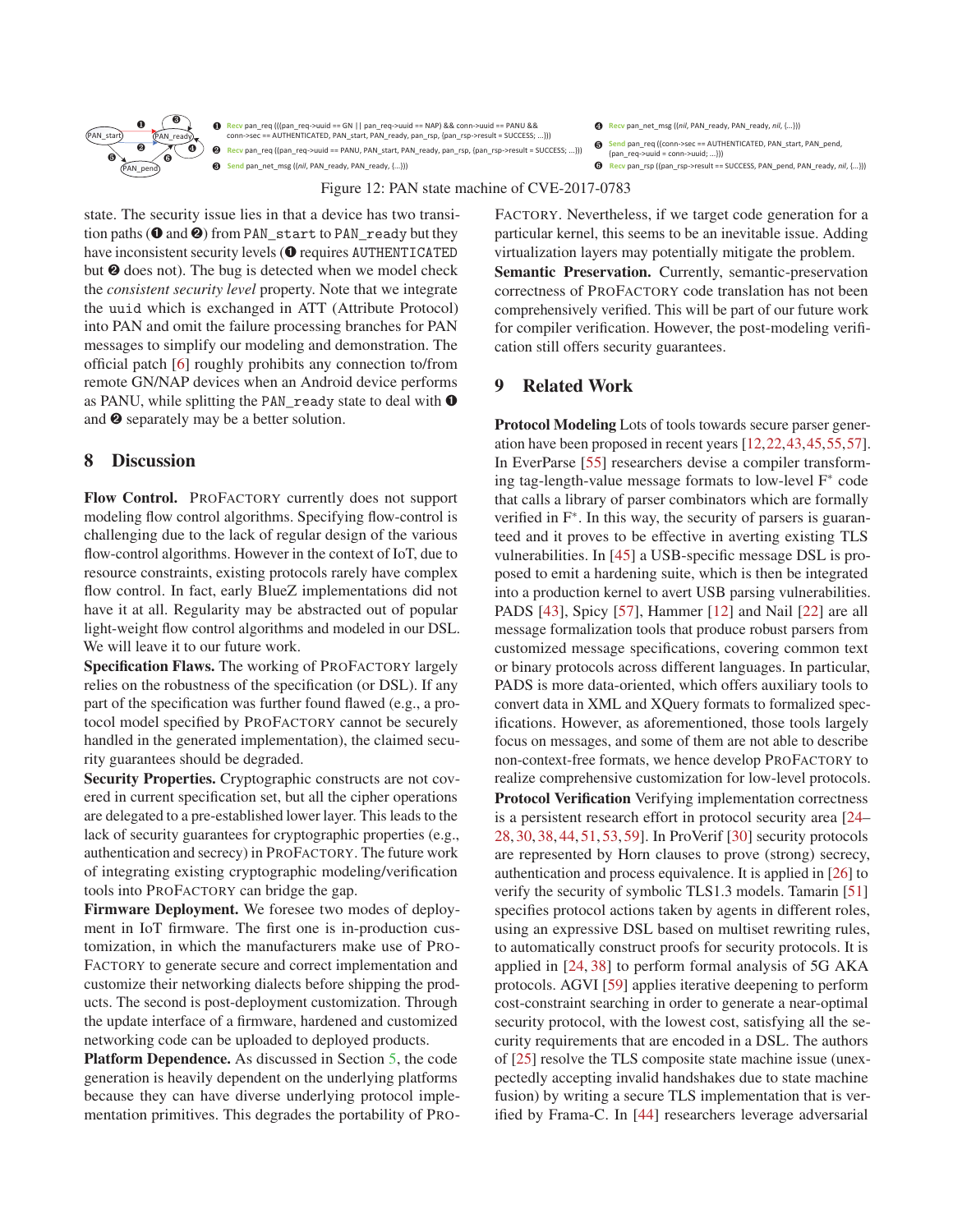❶ Recv pan_req (((pan_req->uuid == GN || pan_req->uuid == NAP) && conn->uuid == PANU && conn->sec == AUTHENTICATED, PAN_start, PAN_ready, pan_rsp, {pan_rsp->result = SUCCESS; ...}))

❷ Recv pan_req ((pan_req->uuid == PANU, PAN_start, PAN_ready, pan_rsp, {pan_rsp->result = SUCCESS; ...}))

❸ Send pan_net_msg ((nil, PAN_ready, PAN_ready, {...}))

❹ Recv pan_net_msg ((nil, PAN_ready, PAN_ready, nil, {...}))

❺ Send pan_req ((conn->sec == AUTHENTICATED, PAN_start, PAN_pend, {pan_req->uuid = conn->uuid; ...}))

❻ Recv pan_rsp ((pan_rsp->result == SUCCESS, PAN_pend, PAN_ready, nil, {...}))

Figure 12: PAN state machine of CVE-2017-0783

state. The security issue lies in that a device has two transition paths (❶ and ❷) from `PAN_start` to `PAN_ready` but they have inconsistent security levels (❶ requires `AUTHENTICATED` but ❷ does not). The bug is detected when we model check the *consistent security level* property. Note that we integrate the `uuid` which is exchanged in ATT (Attribute Protocol) into PAN and omit the failure processing branches for PAN messages to simplify our modeling and demonstration. The official patch [6] roughly prohibits any connection to/from remote GN/NAP devices when an Android device performs as PANU, while splitting the `PAN_ready` state to deal with ❶ and ❷ separately may be a better solution.

## 8 Discussion

**Flow Control.** ProFactory currently does not support modeling flow control algorithms. Specifying flow-control is challenging due to the lack of regular design of the various flow-control algorithms. However in the context of IoT, due to resource constraints, existing protocols rarely have complex flow control. In fact, early BlueZ implementations did not have it at all. Regularity may be abstracted out of popular light-weight flow control algorithms and modeled in our DSL. We will leave it to our future work.

**Specification Flaws.** The working of ProFactory largely relies on the robustness of the specification (or DSL). If any part of the specification was further found flawed (e.g., a protocol model specified by ProFactory cannot be securely handled in the generated implementation), the claimed security guarantees should be degraded.

**Security Properties.** Cryptographic constructs are not covered in current specification set, but all the cipher operations are delegated to a pre-established lower layer. This leads to the lack of security guarantees for cryptographic properties (e.g., authentication and secrecy) in ProFactory. The future work of integrating existing cryptographic modeling/verification tools into ProFactory can bridge the gap.

**Firmware Deployment.** We foresee two modes of deployment in IoT firmware. The first one is in-production customization, in which the manufacturers make use of ProFactory to generate secure and correct implementation and customize their networking dialects before shipping the products. The second is post-deployment customization. Through the update interface of a firmware, hardened and customized networking code can be uploaded to deployed products.

**Platform Dependence.** As discussed in Section 5, the code generation is heavily dependent on the underlying platforms because they can have diverse underlying protocol implementation primitives. This degrades the portability of ProFactory. Nevertheless, if we target code generation for a particular kernel, this seems to be an inevitable issue. Adding virtualization layers may potentially mitigate the problem.

**Semantic Preservation.** Currently, semantic-preservation correctness of ProFactory code translation has not been comprehensively verified. This will be part of our future work for compiler verification. However, the post-modeling verification still offers security guarantees.

## 9 Related Work

**Protocol Modeling** Lots of tools towards secure parser generation have been proposed in recent years [12,22,43,45,55,57]. In EverParse [55] researchers devise a compiler transforming tag-length-value message formats to low-level F* code that calls a library of parser combinators which are formally verified in F*. In this way, the security of parsers is guaranteed and it proves to be effective in averting existing TLS vulnerabilities. In [45] a USB-specific message DSL is proposed to emit a hardening suite, which is then be integrated into a production kernel to avert USB parsing vulnerabilities. PADS [43], Spicy [57], Hammer [12] and Nail [22] are all message formalization tools that produce robust parsers from customized message specifications, covering common text or binary protocols across different languages. In particular, PADS is more data-oriented, which offers auxiliary tools to convert data in XML and XQuery formats to formalized specifications. However, as aforementioned, those tools largely focus on messages, and some of them are not able to describe non-context-free formats, we hence develop ProFactory to realize comprehensive customization for low-level protocols.

**Protocol Verification** Verifying implementation correctness is a persistent research effort in protocol security area [24–28,30,38,44,51,53,59]. In ProVerif [30] security protocols are represented by Horn clauses to prove (strong) secrecy, authentication and process equivalence. It is applied in [26] to verify the security of symbolic TLS1.3 models. Tamarin [51] specifies protocol actions taken by agents in different roles, using an expressive DSL based on multiset rewriting rules, to automatically construct proofs for security protocols. It is applied in [24, 38] to perform formal analysis of 5G AKA protocols. AGVI [59] applies iterative deepening to perform cost-constraint searching in order to generate a near-optimal security protocol, with the lowest cost, satisfying all the security requirements that are encoded in a DSL. The authors of [25] resolve the TLS composite state machine issue (unexpectedly accepting invalid handshakes due to state machine fusion) by writing a secure TLS implementation that is verified by Frama-C. In [44] researchers leverage adversarial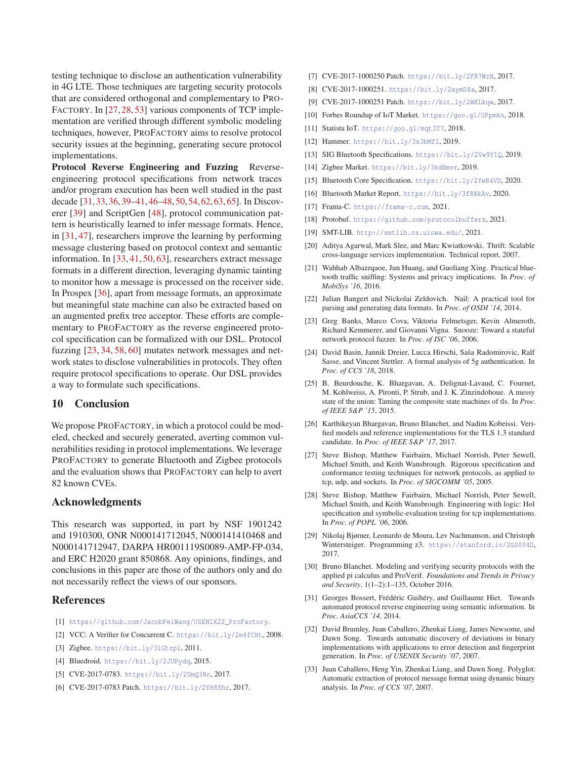testing technique to disclose an authentication vulnerability in 4G LTE. Those techniques are targeting security protocols that are considered orthogonal and complementary to ProFactory. In [27, 28, 53] various components of TCP implementation are verified through different symbolic modeling techniques, however, ProFactory aims to resolve protocol security issues at the beginning, generating secure protocol implementations.

**Protocol Reverse Engineering and Fuzzing** Reverse-engineering protocol specifications from network traces and/or program execution has been well studied in the past decade [31, 33, 36, 39–41, 46–48, 50, 54, 62, 63, 65]. In Discoverer [39] and ScriptGen [48], protocol communication pattern is heuristically learned to infer message formats. Hence, in [31, 47], researchers improve the learning by performing message clustering based on protocol context and semantic information. In [33, 41, 50, 63], researchers extract message formats in a different direction, leveraging dynamic tainting to monitor how a message is processed on the receiver side. In Prospex [36], apart from message formats, an approximate but meaningful state machine can also be extracted based on an augmented prefix tree acceptor. These efforts are complementary to ProFactory as the reverse engineered protocol specification can be formalized with our DSL. Protocol fuzzing [23, 34, 58, 60] mutates network messages and network states to disclose vulnerabilities in protocols. They often require protocol specifications to operate. Our DSL provides a way to formulate such specifications.

## 10 Conclusion

We propose ProFactory, in which a protocol could be modeled, checked and securely generated, averting common vulnerabilities residing in protocol implementations. We leverage ProFactory to generate Bluetooth and Zigbee protocols and the evaluation shows that ProFactory can help to avert 82 known CVEs.

## Acknowledgments

This research was supported, in part by NSF 1901242 and 1910300, ONR N000141712045, N000141410468 and N000141712947, DARPA HR001119S0089-AMP-FP-034, and ERC H2020 grant 850868. Any opinions, findings, and conclusions in this paper are those of the authors only and do not necessarily reflect the views of our sponsors.

## References

[1] https://github.com/JacobFeiWang/USENIX22_ProFactory.

[2] VCC: A Verifier for Concurrent C. https://bit.ly/2m4fCHt, 2008.

[3] Zigbee. https://bit.ly/3lGtrp1, 2011.

[4] Bluedroid. https://bit.ly/2JUPydq, 2015.

[5] CVE-2017-0783. https://bit.ly/2UmQ3Rn, 2017.

[6] CVE-2017-0783 Patch. https://bit.ly/2YH8Shr, 2017.

[7] CVE-2017-1000250 Patch. https://bit.ly/2FR7WzN, 2017.

[8] CVE-2017-1000251. https://bit.ly/2xymD8a, 2017.

[9] CVE-2017-1000251 Patch. https://bit.ly/2WKLkqw, 2017.

[10] Forbes Roundup of IoT Market. https://goo.gl/UPpmkn, 2018.

[11] Statista IoT. https://goo.gl/mqt3T7, 2018.

[12] Hammer. https://bit.ly/3s3bMfI, 2019.

[13] SIG Bluetooth Specifications. https://bit.ly/2Vw9Y1Q, 2019.

[14] Zigbee Market. https://bit.ly/3kdNmvr, 2019.

[15] Bluetooth Core Specification. https://bit.ly/2YwR4VD, 2020.

[16] Bluetooth Market Report. https://bit.ly/3fRXkAv, 2020.

[17] Frama-C. https://frama-c.com, 2021.

[18] Protobuf. https://github.com/protocolbuffers, 2021.

[19] SMT-LIB. http://smtlib.cs.uiowa.edu/, 2021.

[20] Aditya Agarwal, Mark Slee, and Marc Kwiatkowski. Thrift: Scalable cross-language services implementation. Technical report, 2007.

[21] Wahhab Albazrqaoe, Jun Huang, and Guoliang Xing. Practical bluetooth traffic sniffing: Systems and privacy implications. In *Proc. of MobiSys '16*, 2016.

[22] Julian Bangert and Nickolai Zeldovich. Nail: A practical tool for parsing and generating data formats. In *Proc. of OSDI '14*, 2014.

[23] Greg Banks, Marco Cova, Viktoria Felmetsger, Kevin Almeroth, Richard Kemmerer, and Giovanni Vigna. Snooze: Toward a stateful network protocol fuzzer. In *Proc. of ISC '06*, 2006.

[24] David Basin, Jannik Dreier, Lucca Hirschi, Saša Radomirovic, Ralf Sasse, and Vincent Stettler. A formal analysis of 5g authentication. In *Proc. of CCS '18*, 2018.

[25] B. Beurdouche, K. Bhargavan, A. Delignat-Lavaud, C. Fournet, M. Kohlweiss, A. Pironti, P. Strub, and J. K. Zinzindohoue. A messy state of the union: Taming the composite state machines of tls. In *Proc. of IEEE S&P '15*, 2015.

[26] Karthikeyan Bhargavan, Bruno Blanchet, and Nadim Kobeissi. Verified models and reference implementations for the TLS 1.3 standard candidate. In *Proc. of IEEE S&P '17*, 2017.

[27] Steve Bishop, Matthew Fairbairn, Michael Norrish, Peter Sewell, Michael Smith, and Keith Wansbrough. Rigorous specification and conformance testing techniques for network protocols, as applied to tcp, udp, and sockets. In *Proc. of SIGCOMM '05*, 2005.

[28] Steve Bishop, Matthew Fairbairn, Michael Norrish, Peter Sewell, Michael Smith, and Keith Wansbrough. Engineering with logic: Hol specification and symbolic-evaluation testing for tcp implementations. In *Proc. of POPL '06*, 2006.

[29] Nikolaj Bjørner, Leonardo de Moura, Lev Nachmanson, and Christoph Wintersteiger. Programming z3. https://stanford.io/2GS004D, 2017.

[30] Bruno Blanchet. Modeling and verifying security protocols with the applied pi calculus and ProVerif. *Foundations and Trends in Privacy and Security*, 1(1–2):1–135, October 2016.

[31] Georges Bossert, Frédéric Guihéry, and Guillaume Hiet. Towards automated protocol reverse engineering using semantic information. In *Proc. AsiaCCS '14*, 2014.

[32] David Brumley, Juan Caballero, Zhenkai Liang, James Newsome, and Dawn Song. Towards automatic discovery of deviations in binary implementations with applications to error detection and fingerprint generation. In *Proc. of USENIX Security '07*, 2007.

[33] Juan Caballero, Heng Yin, Zhenkai Liang, and Dawn Song. Polyglot: Automatic extraction of protocol message format using dynamic binary analysis. In *Proc. of CCS '07*, 2007.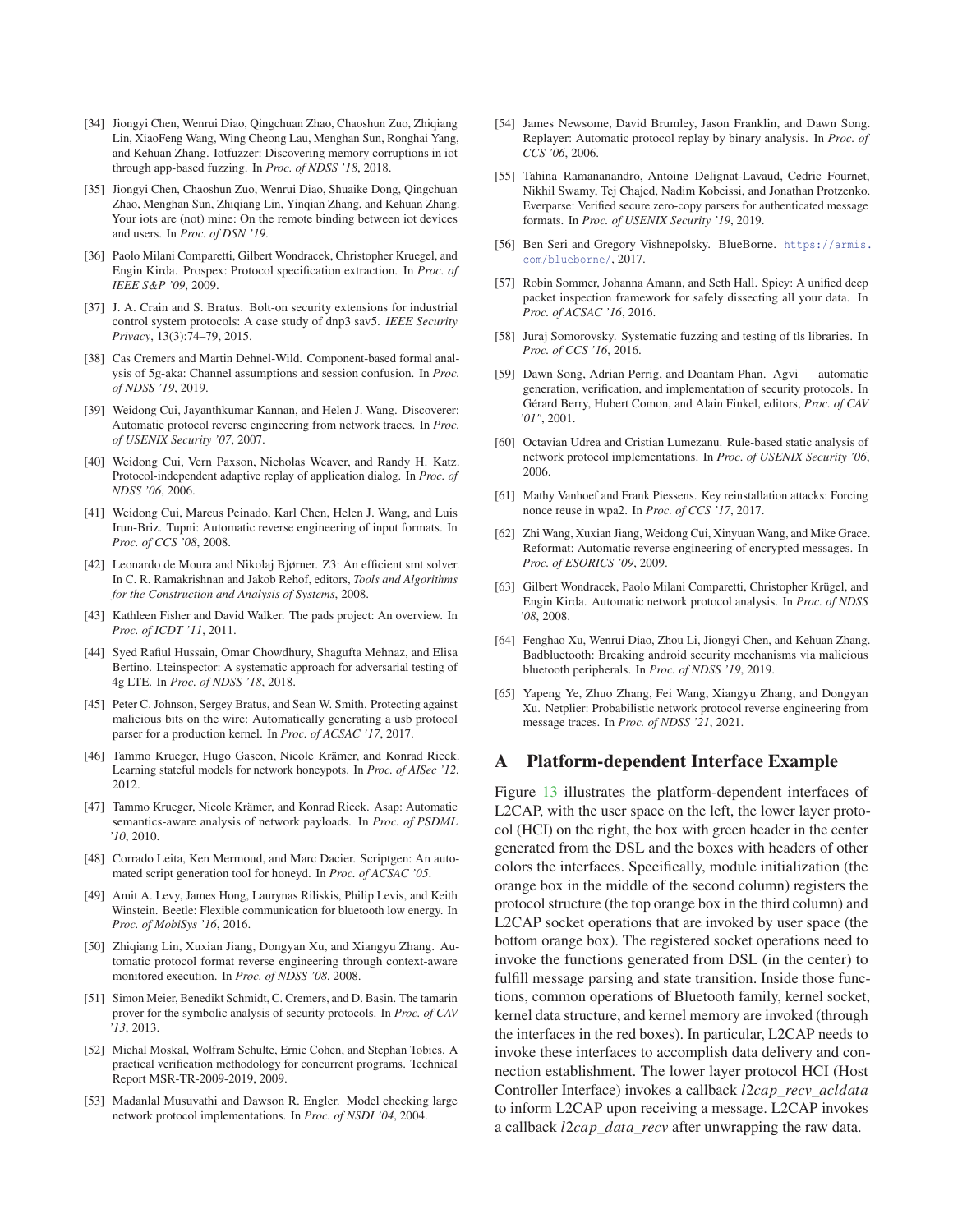[34] Jiongyi Chen, Wenrui Diao, Qingchuan Zhao, Chaoshun Zuo, Zhiqiang Lin, XiaoFeng Wang, Wing Cheong Lau, Menghan Sun, Ronghai Yang, and Kehuan Zhang. Iotfuzzer: Discovering memory corruptions in iot through app-based fuzzing. In *Proc. of NDSS '18*, 2018.

[35] Jiongyi Chen, Chaoshun Zuo, Wenrui Diao, Shuaike Dong, Qingchuan Zhao, Menghan Sun, Zhiqiang Lin, Yinqian Zhang, and Kehuan Zhang. Your iots are (not) mine: On the remote binding between iot devices and users. In *Proc. of DSN '19*.

[36] Paolo Milani Comparetti, Gilbert Wondracek, Christopher Kruegel, and Engin Kirda. Prospex: Protocol specification extraction. In *Proc. of IEEE S&P '09*, 2009.

[37] J. A. Crain and S. Bratus. Bolt-on security extensions for industrial control system protocols: A case study of dnp3 sav5. *IEEE Security Privacy*, 13(3):74–79, 2015.

[38] Cas Cremers and Martin Dehnel-Wild. Component-based formal analysis of 5g-aka: Channel assumptions and session confusion. In *Proc. of NDSS '19*, 2019.

[39] Weidong Cui, Jayanthkumar Kannan, and Helen J. Wang. Discoverer: Automatic protocol reverse engineering from network traces. In *Proc. of USENIX Security '07*, 2007.

[40] Weidong Cui, Vern Paxson, Nicholas Weaver, and Randy H. Katz. Protocol-independent adaptive replay of application dialog. In *Proc. of NDSS '06*, 2006.

[41] Weidong Cui, Marcus Peinado, Karl Chen, Helen J. Wang, and Luis Irun-Briz. Tupni: Automatic reverse engineering of input formats. In *Proc. of CCS '08*, 2008.

[42] Leonardo de Moura and Nikolaj Bjørner. Z3: An efficient smt solver. In C. R. Ramakrishnan and Jakob Rehof, editors, *Tools and Algorithms for the Construction and Analysis of Systems*, 2008.

[43] Kathleen Fisher and David Walker. The pads project: An overview. In *Proc. of ICDT '11*, 2011.

[44] Syed Rafiul Hussain, Omar Chowdhury, Shagufta Mehnaz, and Elisa Bertino. Lteinspector: A systematic approach for adversarial testing of 4g LTE. In *Proc. of NDSS '18*, 2018.

[45] Peter C. Johnson, Sergey Bratus, and Sean W. Smith. Protecting against malicious bits on the wire: Automatically generating a usb protocol parser for a production kernel. In *Proc. of ACSAC '17*, 2017.

[46] Tammo Krueger, Hugo Gascon, Nicole Krämer, and Konrad Rieck. Learning stateful models for network honeypots. In *Proc. of AISec '12*, 2012.

[47] Tammo Krueger, Nicole Krämer, and Konrad Rieck. Asap: Automatic semantics-aware analysis of network payloads. In *Proc. of PSDML '10*, 2010.

[48] Corrado Leita, Ken Mermoud, and Marc Dacier. Scriptgen: An automated script generation tool for honeyd. In *Proc. of ACSAC '05*.

[49] Amit A. Levy, James Hong, Laurynas Riliskis, Philip Levis, and Keith Winstein. Beetle: Flexible communication for bluetooth low energy. In *Proc. of MobiSys '16*, 2016.

[50] Zhiqiang Lin, Xuxian Jiang, Dongyan Xu, and Xiangyu Zhang. Automatic protocol format reverse engineering through context-aware monitored execution. In *Proc. of NDSS '08*, 2008.

[51] Simon Meier, Benedikt Schmidt, C. Cremers, and D. Basin. The tamarin prover for the symbolic analysis of security protocols. In *Proc. of CAV '13*, 2013.

[52] Michal Moskal, Wolfram Schulte, Ernie Cohen, and Stephan Tobies. A practical verification methodology for concurrent programs. Technical Report MSR-TR-2009-2019, 2009.

[53] Madanlal Musuvathi and Dawson R. Engler. Model checking large network protocol implementations. In *Proc. of NSDI '04*, 2004.

[54] James Newsome, David Brumley, Jason Franklin, and Dawn Song. Replayer: Automatic protocol replay by binary analysis. In *Proc. of CCS '06*, 2006.

[55] Tahina Ramananandro, Antoine Delignat-Lavaud, Cedric Fournet, Nikhil Swamy, Tej Chajed, Nadim Kobeissi, and Jonathan Protzenko. Everparse: Verified secure zero-copy parsers for authenticated message formats. In *Proc. of USENIX Security '19*, 2019.

[56] Ben Seri and Gregory Vishnepolsky. BlueBorne. https://armis.com/blueborne/, 2017.

[57] Robin Sommer, Johanna Amann, and Seth Hall. Spicy: A unified deep packet inspection framework for safely dissecting all your data. In *Proc. of ACSAC '16*, 2016.

[58] Juraj Somorovsky. Systematic fuzzing and testing of tls libraries. In *Proc. of CCS '16*, 2016.

[59] Dawn Song, Adrian Perrig, and Doantam Phan. Agvi — automatic generation, verification, and implementation of security protocols. In Gérard Berry, Hubert Comon, and Alain Finkel, editors, *Proc. of CAV '01"*, 2001.

[60] Octavian Udrea and Cristian Lumezanu. Rule-based static analysis of network protocol implementations. In *Proc. of USENIX Security '06*, 2006.

[61] Mathy Vanhoef and Frank Piessens. Key reinstallation attacks: Forcing nonce reuse in wpa2. In *Proc. of CCS '17*, 2017.

[62] Zhi Wang, Xuxian Jiang, Weidong Cui, Xinyuan Wang, and Mike Grace. Reformat: Automatic reverse engineering of encrypted messages. In *Proc. of ESORICS '09*, 2009.

[63] Gilbert Wondracek, Paolo Milani Comparetti, Christopher Krügel, and Engin Kirda. Automatic network protocol analysis. In *Proc. of NDSS '08*, 2008.

[64] Fenghao Xu, Wenrui Diao, Zhou Li, Jiongyi Chen, and Kehuan Zhang. Badbluetooth: Breaking android security mechanisms via malicious bluetooth peripherals. In *Proc. of NDSS '19*, 2019.

[65] Yapeng Ye, Zhuo Zhang, Fei Wang, Xiangyu Zhang, and Dongyan Xu. Netplier: Probabilistic network protocol reverse engineering from message traces. In *Proc. of NDSS '21*, 2021.

# A Platform-dependent Interface Example

Figure 13 illustrates the platform-dependent interfaces of L2CAP, with the user space on the left, the lower layer protocol (HCI) on the right, the box with green header in the center generated from the DSL and the boxes with headers of other colors the interfaces. Specifically, module initialization (the orange box in the middle of the second column) registers the protocol structure (the top orange box in the third column) and L2CAP socket operations that are invoked by user space (the bottom orange box). The registered socket operations need to invoke the functions generated from DSL (in the center) to fulfill message parsing and state transition. Inside those functions, common operations of Bluetooth family, kernel socket, kernel data structure, and kernel memory are invoked (through the interfaces in the red boxes). In particular, L2CAP needs to invoke these interfaces to accomplish data delivery and connection establishment. The lower layer protocol HCI (Host Controller Interface) invokes a callback *l2cap_recv_acldata* to inform L2CAP upon receiving a message. L2CAP invokes a callback *l2cap_data_recv* after unwrapping the raw data.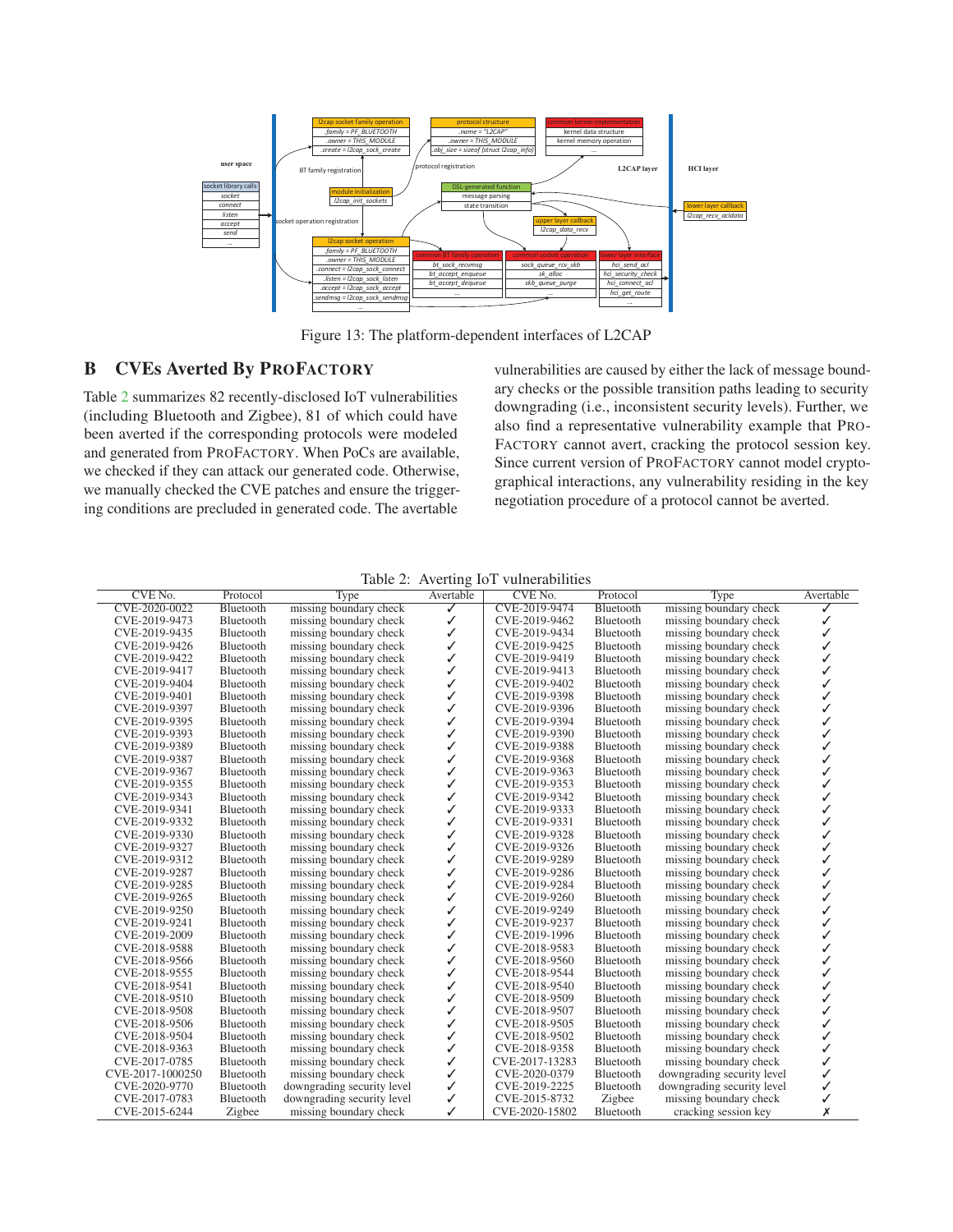l2cap socket family operation
.family = PF_BLUETOOTH
.owner = THIS_MODULE
.create = l2cap_sock_create

protocol structure
.name = "L2CAP"
.owner = THIS_MODULE
.obj_size = sizeof (struct l2cap_info)

common kernel implementation
kernel data structure
kernel memory operation
...

user space

BT family registration

protocol registration

L2CAP layer

HCI layer

socket library calls
socket
connect
listen
accept
send
...

module initialization
l2cap_init_sockets

DSL-generated function
message parsing
state transition

lower layer callback
l2cap_recv_acldata

socket operation registration

upper layer callback
l2cap_data_recv

l2cap socket operation
.family = PF_BLUETOOTH
.owner = THIS_MODULE
.connect = l2cap_sock_connect
.listen = l2cap_sock_listen
.accept = l2cap_sock_accept
.sendmsg = l2cap_sock_sendmsg
...

common BT family operation
bt_sock_recvmsg
bt_accept_enqueue
bt_accept_dequeue
...

common socket operation
sock_queue_rcv_skb
sk_alloc
skb_queue_purge
...

lower layer interface
hci_send_acl
hci_security_check
hci_connect_acl
hci_get_route
...

Figure 13: The platform-dependent interfaces of L2CAP

## B CVEs Averted By ProFactory

Table 2 summarizes 82 recently-disclosed IoT vulnerabilities (including Bluetooth and Zigbee), 81 of which could have been averted if the corresponding protocols were modeled and generated from ProFactory. When PoCs are available, we checked if they can attack our generated code. Otherwise, we manually checked the CVE patches and ensure the triggering conditions are precluded in generated code. The avertable vulnerabilities are caused by either the lack of message boundary checks or the possible transition paths leading to security downgrading (i.e., inconsistent security levels). Further, we also find a representative vulnerability example that ProFactory cannot avert, cracking the protocol session key. Since current version of ProFactory cannot model cryptographical interactions, any vulnerability residing in the key negotiation procedure of a protocol cannot be averted.

Table 2: Averting IoT vulnerabilities

| CVE No. | Protocol | Type | Avertable | CVE No. | Protocol | Type | Avertable |
|---|---|---|---|---|---|---|---|
| CVE-2020-0022 | Bluetooth | missing boundary check | ✓ | CVE-2019-9474 | Bluetooth | missing boundary check | ✓ |
| CVE-2019-9473 | Bluetooth | missing boundary check | ✓ | CVE-2019-9462 | Bluetooth | missing boundary check | ✓ |
| CVE-2019-9435 | Bluetooth | missing boundary check | ✓ | CVE-2019-9434 | Bluetooth | missing boundary check | ✓ |
| CVE-2019-9426 | Bluetooth | missing boundary check | ✓ | CVE-2019-9425 | Bluetooth | missing boundary check | ✓ |
| CVE-2019-9422 | Bluetooth | missing boundary check | ✓ | CVE-2019-9419 | Bluetooth | missing boundary check | ✓ |
| CVE-2019-9417 | Bluetooth | missing boundary check | ✓ | CVE-2019-9413 | Bluetooth | missing boundary check | ✓ |
| CVE-2019-9404 | Bluetooth | missing boundary check | ✓ | CVE-2019-9402 | Bluetooth | missing boundary check | ✓ |
| CVE-2019-9401 | Bluetooth | missing boundary check | ✓ | CVE-2019-9398 | Bluetooth | missing boundary check | ✓ |
| CVE-2019-9397 | Bluetooth | missing boundary check | ✓ | CVE-2019-9396 | Bluetooth | missing boundary check | ✓ |
| CVE-2019-9395 | Bluetooth | missing boundary check | ✓ | CVE-2019-9394 | Bluetooth | missing boundary check | ✓ |
| CVE-2019-9393 | Bluetooth | missing boundary check | ✓ | CVE-2019-9390 | Bluetooth | missing boundary check | ✓ |
| CVE-2019-9389 | Bluetooth | missing boundary check | ✓ | CVE-2019-9388 | Bluetooth | missing boundary check | ✓ |
| CVE-2019-9387 | Bluetooth | missing boundary check | ✓ | CVE-2019-9368 | Bluetooth | missing boundary check | ✓ |
| CVE-2019-9367 | Bluetooth | missing boundary check | ✓ | CVE-2019-9363 | Bluetooth | missing boundary check | ✓ |
| CVE-2019-9355 | Bluetooth | missing boundary check | ✓ | CVE-2019-9353 | Bluetooth | missing boundary check | ✓ |
| CVE-2019-9343 | Bluetooth | missing boundary check | ✓ | CVE-2019-9342 | Bluetooth | missing boundary check | ✓ |
| CVE-2019-9341 | Bluetooth | missing boundary check | ✓ | CVE-2019-9333 | Bluetooth | missing boundary check | ✓ |
| CVE-2019-9332 | Bluetooth | missing boundary check | ✓ | CVE-2019-9331 | Bluetooth | missing boundary check | ✓ |
| CVE-2019-9330 | Bluetooth | missing boundary check | ✓ | CVE-2019-9328 | Bluetooth | missing boundary check | ✓ |
| CVE-2019-9327 | Bluetooth | missing boundary check | ✓ | CVE-2019-9326 | Bluetooth | missing boundary check | ✓ |
| CVE-2019-9312 | Bluetooth | missing boundary check | ✓ | CVE-2019-9289 | Bluetooth | missing boundary check | ✓ |
| CVE-2019-9287 | Bluetooth | missing boundary check | ✓ | CVE-2019-9286 | Bluetooth | missing boundary check | ✓ |
| CVE-2019-9285 | Bluetooth | missing boundary check | ✓ | CVE-2019-9284 | Bluetooth | missing boundary check | ✓ |
| CVE-2019-9265 | Bluetooth | missing boundary check | ✓ | CVE-2019-9260 | Bluetooth | missing boundary check | ✓ |
| CVE-2019-9250 | Bluetooth | missing boundary check | ✓ | CVE-2019-9249 | Bluetooth | missing boundary check | ✓ |
| CVE-2019-9241 | Bluetooth | missing boundary check | ✓ | CVE-2019-9237 | Bluetooth | missing boundary check | ✓ |
| CVE-2019-2009 | Bluetooth | missing boundary check | ✓ | CVE-2019-1996 | Bluetooth | missing boundary check | ✓ |
| CVE-2018-9588 | Bluetooth | missing boundary check | ✓ | CVE-2018-9583 | Bluetooth | missing boundary check | ✓ |
| CVE-2018-9566 | Bluetooth | missing boundary check | ✓ | CVE-2018-9560 | Bluetooth | missing boundary check | ✓ |
| CVE-2018-9555 | Bluetooth | missing boundary check | ✓ | CVE-2018-9544 | Bluetooth | missing boundary check | ✓ |
| CVE-2018-9541 | Bluetooth | missing boundary check | ✓ | CVE-2018-9540 | Bluetooth | missing boundary check | ✓ |
| CVE-2018-9510 | Bluetooth | missing boundary check | ✓ | CVE-2018-9509 | Bluetooth | missing boundary check | ✓ |
| CVE-2018-9508 | Bluetooth | missing boundary check | ✓ | CVE-2018-9507 | Bluetooth | missing boundary check | ✓ |
| CVE-2018-9506 | Bluetooth | missing boundary check | ✓ | CVE-2018-9505 | Bluetooth | missing boundary check | ✓ |
| CVE-2018-9504 | Bluetooth | missing boundary check | ✓ | CVE-2018-9502 | Bluetooth | missing boundary check | ✓ |
| CVE-2018-9363 | Bluetooth | missing boundary check | ✓ | CVE-2018-9358 | Bluetooth | missing boundary check | ✓ |
| CVE-2017-0785 | Bluetooth | missing boundary check | ✓ | CVE-2017-13283 | Bluetooth | missing boundary check | ✓ |
| CVE-2017-1000250 | Bluetooth | missing boundary check | ✓ | CVE-2020-0379 | Bluetooth | downgrading security level | ✓ |
| CVE-2020-9770 | Bluetooth | downgrading security level | ✓ | CVE-2019-2225 | Bluetooth | downgrading security level | ✓ |
| CVE-2017-0783 | Bluetooth | downgrading security level | ✓ | CVE-2015-8732 | Zigbee | missing boundary check | ✓ |
| CVE-2015-6244 | Zigbee | missing boundary check | ✓ | CVE-2020-15802 | Bluetooth | cracking session key | ✗ |